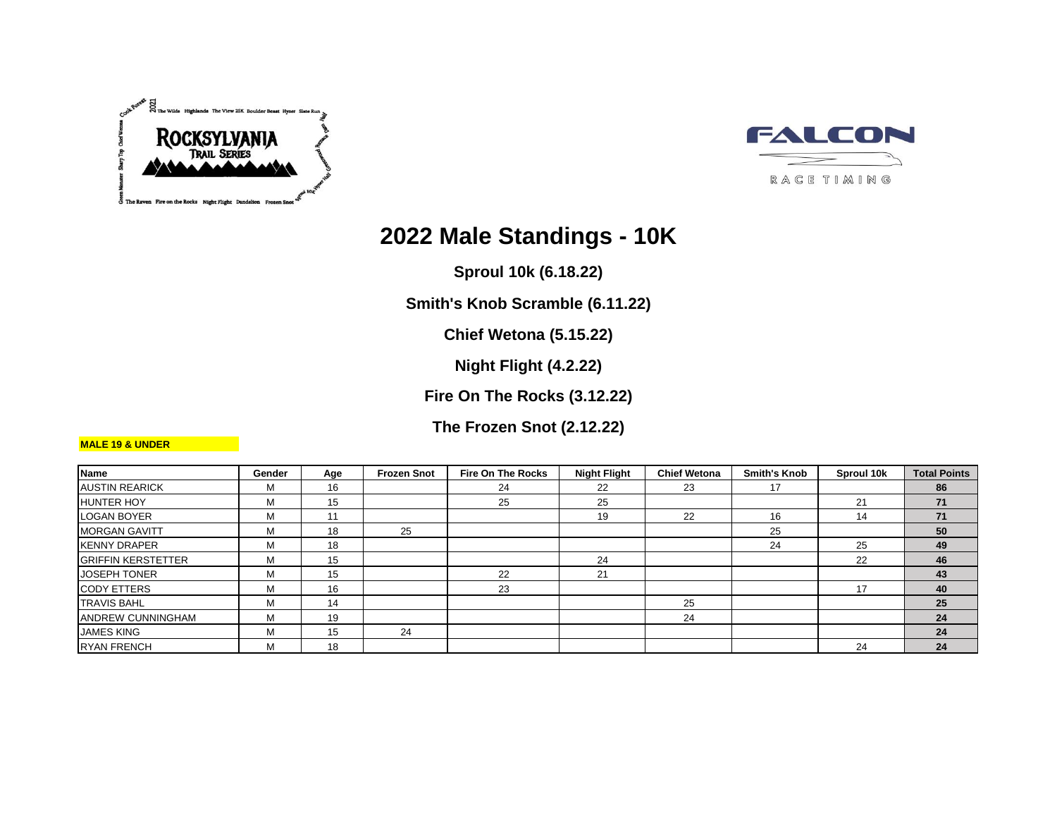# 2022 Male Standings - 10K

**Sproul 10k (6.18.22)**

**Smith's Knob Scramble (6.11.22)**

**Chief Wetona (5.15.22)**

**Night Flight (4.2.22)**

**Fire On The Rocks (3.12.22)**

**The Frozen Snot (2.12.22)**

**MALE 19 & UNDER**

| Name | Gender | Age | Frozen Snot | Fire On The Rocks | Night Flight | Chief Wetona | Smith's Knob | Sproul 10k | Total Points |
|---|---|---|---|---|---|---|---|---|---|
| AUSTIN REARICK | M | 16 | | 24 | 22 | 23 | 17 | | **86** |
| HUNTER HOY | M | 15 | | 25 | 25 | | | 21 | **71** |
| LOGAN BOYER | M | 11 | | | 19 | 22 | 16 | 14 | **71** |
| MORGAN GAVITT | M | 18 | 25 | | | | 25 | | **50** |
| KENNY DRAPER | M | 18 | | | | | 24 | 25 | **49** |
| GRIFFIN KERSTETTER | M | 15 | | | 24 | | | 22 | **46** |
| JOSEPH TONER | M | 15 | | 22 | 21 | | | | **43** |
| CODY ETTERS | M | 16 | | 23 | | | | 17 | **40** |
| TRAVIS BAHL | M | 14 | | | | 25 | | | **25** |
| ANDREW CUNNINGHAM | M | 19 | | | | 24 | | | **24** |
| JAMES KING | M | 15 | 24 | | | | | | **24** |
| RYAN FRENCH | M | 18 | | | | | | 24 | **24** |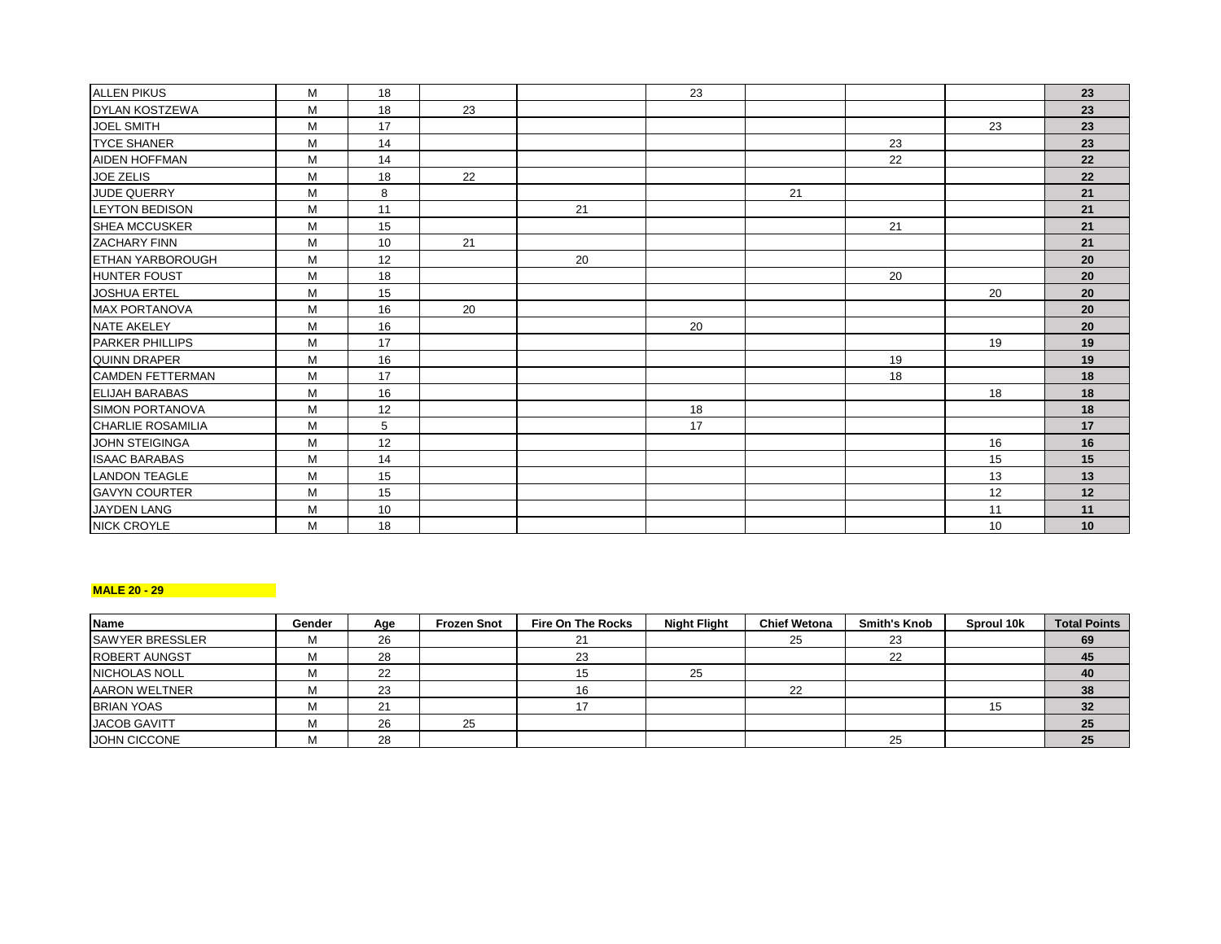| Name | Gender | Age | Frozen Snot | Fire On The Rocks | Night Flight | Chief Wetona | Smith's Knob | Sproul 10k | Total Points |
|---|---|---|---|---|---|---|---|---|---|
| ALLEN PIKUS | M | 18 | | | 23 | | | | 23 |
| DYLAN KOSTZEWA | M | 18 | 23 | | | | | | 23 |
| JOEL SMITH | M | 17 | | | | | | 23 | 23 |
| TYCE SHANER | M | 14 | | | | | 23 | | 23 |
| AIDEN HOFFMAN | M | 14 | | | | | 22 | | 22 |
| JOE ZELIS | M | 18 | 22 | | | | | | 22 |
| JUDE QUERRY | M | 8 | | | | 21 | | | 21 |
| LEYTON BEDISON | M | 11 | | 21 | | | | | 21 |
| SHEA MCCUSKER | M | 15 | | | | | 21 | | 21 |
| ZACHARY FINN | M | 10 | 21 | | | | | | 21 |
| ETHAN YARBOROUGH | M | 12 | | 20 | | | | | 20 |
| HUNTER FOUST | M | 18 | | | | | 20 | | 20 |
| JOSHUA ERTEL | M | 15 | | | | | | 20 | 20 |
| MAX PORTANOVA | M | 16 | 20 | | | | | | 20 |
| NATE AKELEY | M | 16 | | | 20 | | | | 20 |
| PARKER PHILLIPS | M | 17 | | | | | | 19 | 19 |
| QUINN DRAPER | M | 16 | | | | | 19 | | 19 |
| CAMDEN FETTERMAN | M | 17 | | | | | 18 | | 18 |
| ELIJAH BARABAS | M | 16 | | | | | | 18 | 18 |
| SIMON PORTANOVA | M | 12 | | | 18 | | | | 18 |
| CHARLIE ROSAMILIA | M | 5 | | | 17 | | | | 17 |
| JOHN STEIGINGA | M | 12 | | | | | | 16 | 16 |
| ISAAC BARABAS | M | 14 | | | | | | 15 | 15 |
| LANDON TEAGLE | M | 15 | | | | | | 13 | 13 |
| GAVYN COURTER | M | 15 | | | | | | 12 | 12 |
| JAYDEN LANG | M | 10 | | | | | | 11 | 11 |
| NICK CROYLE | M | 18 | | | | | | 10 | 10 |

**MALE 20 - 29**

| Name | Gender | Age | Frozen Snot | Fire On The Rocks | Night Flight | Chief Wetona | Smith's Knob | Sproul 10k | Total Points |
|---|---|---|---|---|---|---|---|---|---|
| SAWYER BRESSLER | M | 26 | | 21 | | 25 | 23 | | 69 |
| ROBERT AUNGST | M | 28 | | 23 | | | 22 | | 45 |
| NICHOLAS NOLL | M | 22 | | 15 | 25 | | | | 40 |
| AARON WELTNER | M | 23 | | 16 | | 22 | | | 38 |
| BRIAN YOAS | M | 21 | | 17 | | | | 15 | 32 |
| JACOB GAVITT | M | 26 | 25 | | | | | | 25 |
| JOHN CICCONE | M | 28 | | | | | 25 | | 25 |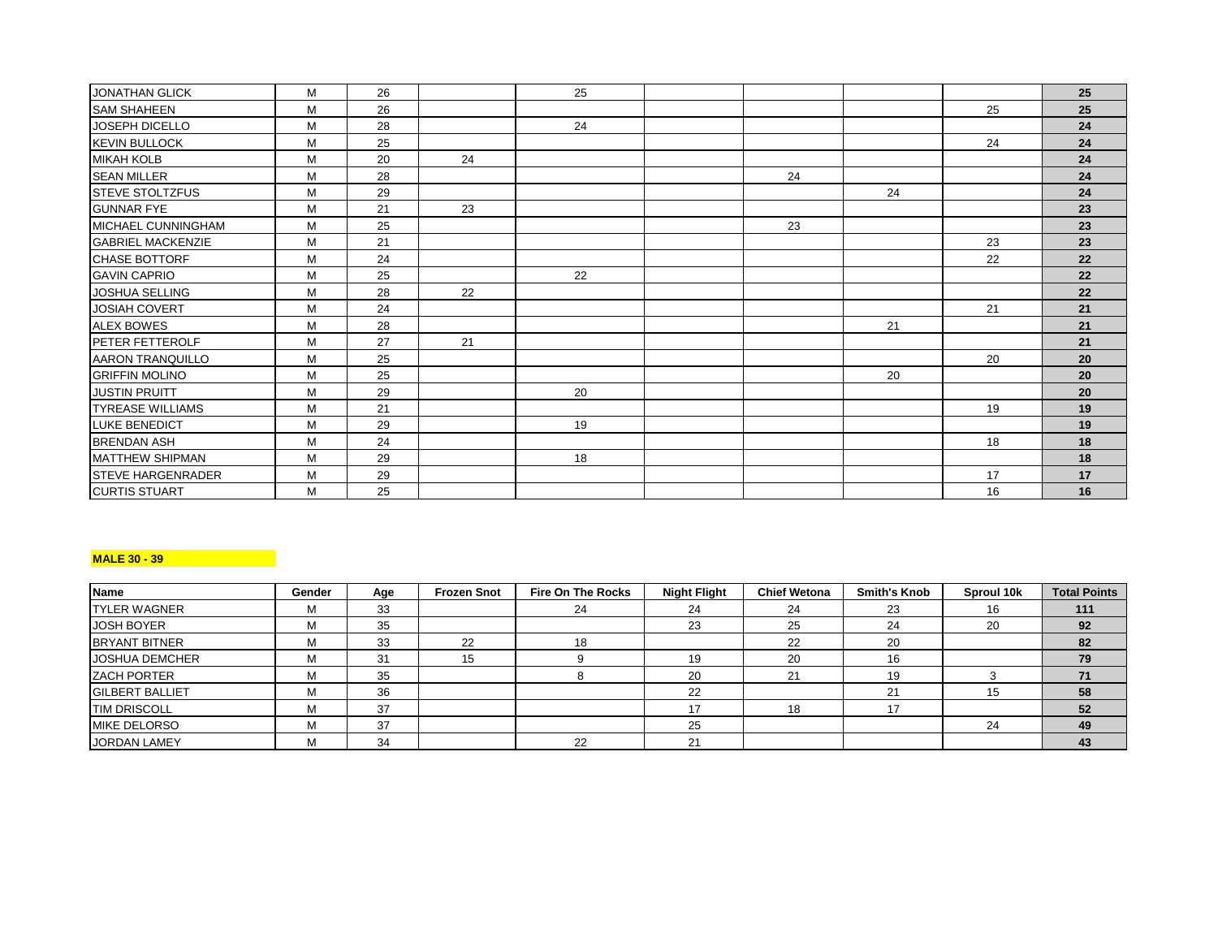| | | | | | | | | | |
|---|---|---|---|---|---|---|---|---|---|
| JONATHAN GLICK | M | 26 | | 25 | | | | | **25** |
| SAM SHAHEEN | M | 26 | | | | | | 25 | **25** |
| JOSEPH DICELLO | M | 28 | | 24 | | | | | **24** |
| KEVIN BULLOCK | M | 25 | | | | | | 24 | **24** |
| MIKAH KOLB | M | 20 | 24 | | | | | | **24** |
| SEAN MILLER | M | 28 | | | | 24 | | | **24** |
| STEVE STOLTZFUS | M | 29 | | | | | 24 | | **24** |
| GUNNAR FYE | M | 21 | 23 | | | | | | **23** |
| MICHAEL CUNNINGHAM | M | 25 | | | | 23 | | | **23** |
| GABRIEL MACKENZIE | M | 21 | | | | | | 23 | **23** |
| CHASE BOTTORF | M | 24 | | | | | | 22 | **22** |
| GAVIN CAPRIO | M | 25 | | 22 | | | | | **22** |
| JOSHUA SELLING | M | 28 | 22 | | | | | | **22** |
| JOSIAH COVERT | M | 24 | | | | | | 21 | **21** |
| ALEX BOWES | M | 28 | | | | | 21 | | **21** |
| PETER FETTEROLF | M | 27 | 21 | | | | | | **21** |
| AARON TRANQUILLO | M | 25 | | | | | | 20 | **20** |
| GRIFFIN MOLINO | M | 25 | | | | | 20 | | **20** |
| JUSTIN PRUITT | M | 29 | | 20 | | | | | **20** |
| TYREASE WILLIAMS | M | 21 | | | | | | 19 | **19** |
| LUKE BENEDICT | M | 29 | | 19 | | | | | **19** |
| BRENDAN ASH | M | 24 | | | | | | 18 | **18** |
| MATTHEW SHIPMAN | M | 29 | | 18 | | | | | **18** |
| STEVE HARGENRADER | M | 29 | | | | | | 17 | **17** |
| CURTIS STUART | M | 25 | | | | | | 16 | **16** |

**MALE 30 - 39**

| Name | Gender | Age | Frozen Snot | Fire On The Rocks | Night Flight | Chief Wetona | Smith's Knob | Sproul 10k | Total Points |
|---|---|---|---|---|---|---|---|---|---|
| TYLER WAGNER | M | 33 | | 24 | 24 | 24 | 23 | 16 | **111** |
| JOSH BOYER | M | 35 | | | 23 | 25 | 24 | 20 | **92** |
| BRYANT BITNER | M | 33 | 22 | 18 | | 22 | 20 | | **82** |
| JOSHUA DEMCHER | M | 31 | 15 | 9 | 19 | 20 | 16 | | **79** |
| ZACH PORTER | M | 35 | | 8 | 20 | 21 | 19 | 3 | **71** |
| GILBERT BALLIET | M | 36 | | | 22 | | 21 | 15 | **58** |
| TIM DRISCOLL | M | 37 | | | 17 | 18 | 17 | | **52** |
| MIKE DELORSO | M | 37 | | | 25 | | | 24 | **49** |
| JORDAN LAMEY | M | 34 | | 22 | 21 | | | | **43** |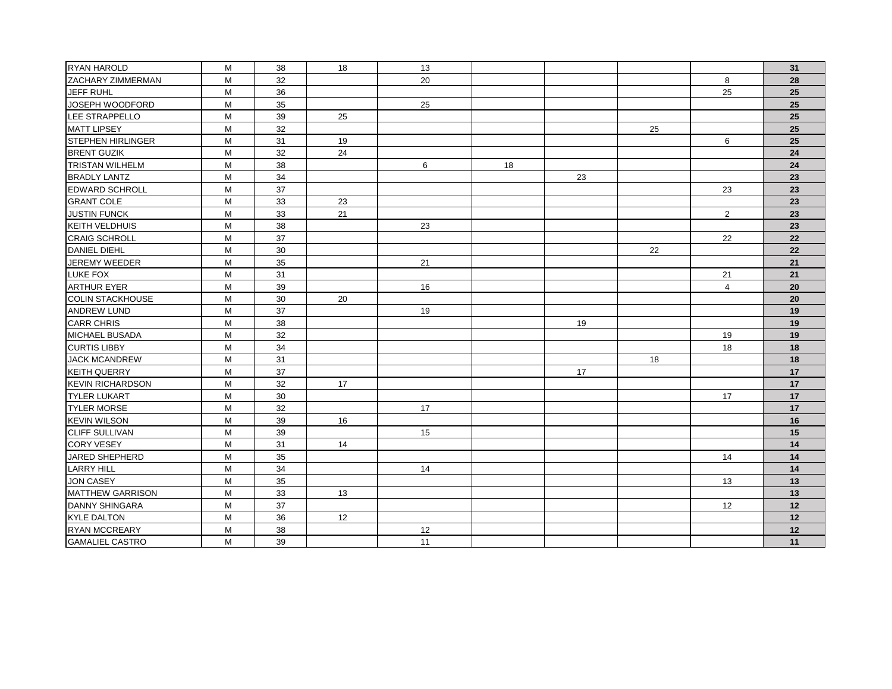| | | | | | | | | | |
|---|---|---|---|---|---|---|---|---|---|
| RYAN HAROLD | M | 38 | 18 | 13 | | | | | **31** |
| ZACHARY ZIMMERMAN | M | 32 | | 20 | | | | 8 | **28** |
| JEFF RUHL | M | 36 | | | | | | 25 | **25** |
| JOSEPH WOODFORD | M | 35 | | 25 | | | | | **25** |
| LEE STRAPPELLO | M | 39 | 25 | | | | | | **25** |
| MATT LIPSEY | M | 32 | | | | | 25 | | **25** |
| STEPHEN HIRLINGER | M | 31 | 19 | | | | | 6 | **25** |
| BRENT GUZIK | M | 32 | 24 | | | | | | **24** |
| TRISTAN WILHELM | M | 38 | | 6 | 18 | | | | **24** |
| BRADLY LANTZ | M | 34 | | | | 23 | | | **23** |
| EDWARD SCHROLL | M | 37 | | | | | | 23 | **23** |
| GRANT COLE | M | 33 | 23 | | | | | | **23** |
| JUSTIN FUNCK | M | 33 | 21 | | | | | 2 | **23** |
| KEITH VELDHUIS | M | 38 | | 23 | | | | | **23** |
| CRAIG SCHROLL | M | 37 | | | | | | 22 | **22** |
| DANIEL DIEHL | M | 30 | | | | | 22 | | **22** |
| JEREMY WEEDER | M | 35 | | 21 | | | | | **21** |
| LUKE FOX | M | 31 | | | | | | 21 | **21** |
| ARTHUR EYER | M | 39 | | 16 | | | | 4 | **20** |
| COLIN STACKHOUSE | M | 30 | 20 | | | | | | **20** |
| ANDREW LUND | M | 37 | | 19 | | | | | **19** |
| CARR CHRIS | M | 38 | | | | 19 | | | **19** |
| MICHAEL BUSADA | M | 32 | | | | | | 19 | **19** |
| CURTIS LIBBY | M | 34 | | | | | | 18 | **18** |
| JACK MCANDREW | M | 31 | | | | | 18 | | **18** |
| KEITH QUERRY | M | 37 | | | | 17 | | | **17** |
| KEVIN RICHARDSON | M | 32 | 17 | | | | | | **17** |
| TYLER LUKART | M | 30 | | | | | | 17 | **17** |
| TYLER MORSE | M | 32 | | 17 | | | | | **17** |
| KEVIN WILSON | M | 39 | 16 | | | | | | **16** |
| CLIFF SULLIVAN | M | 39 | | 15 | | | | | **15** |
| CORY VESEY | M | 31 | 14 | | | | | | **14** |
| JARED SHEPHERD | M | 35 | | | | | | 14 | **14** |
| LARRY HILL | M | 34 | | 14 | | | | | **14** |
| JON CASEY | M | 35 | | | | | | 13 | **13** |
| MATTHEW GARRISON | M | 33 | 13 | | | | | | **13** |
| DANNY SHINGARA | M | 37 | | | | | | 12 | **12** |
| KYLE DALTON | M | 36 | 12 | | | | | | **12** |
| RYAN MCCREARY | M | 38 | | 12 | | | | | **12** |
| GAMALIEL CASTRO | M | 39 | | 11 | | | | | **11** |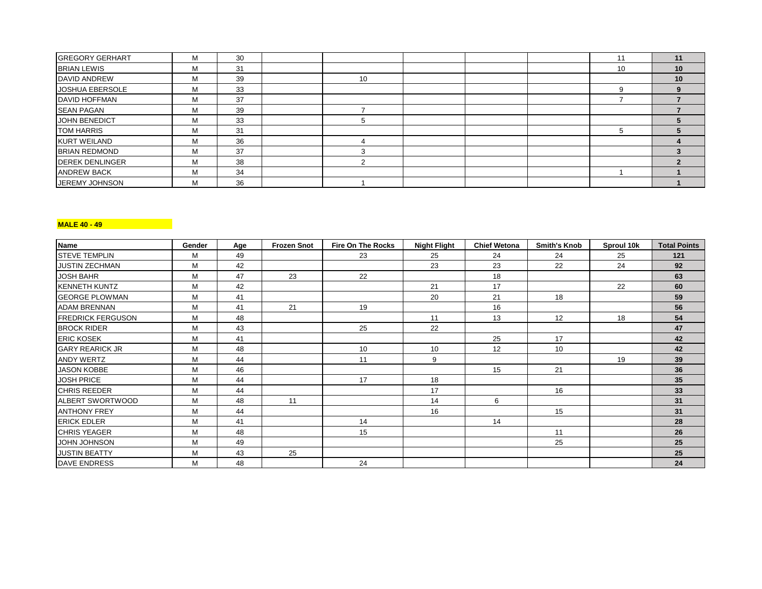| | | | | | | | | | |
|---|---|---|---|---|---|---|---|---|---|
| GREGORY GERHART | M | 30 | | | | | | 11 | **11** |
| BRIAN LEWIS | M | 31 | | | | | | 10 | **10** |
| DAVID ANDREW | M | 39 | | 10 | | | | | **10** |
| JOSHUA EBERSOLE | M | 33 | | | | | | 9 | **9** |
| DAVID HOFFMAN | M | 37 | | | | | | 7 | **7** |
| SEAN PAGAN | M | 39 | | 7 | | | | | **7** |
| JOHN BENEDICT | M | 33 | | 5 | | | | | **5** |
| TOM HARRIS | M | 31 | | | | | | 5 | **5** |
| KURT WEILAND | M | 36 | | 4 | | | | | **4** |
| BRIAN REDMOND | M | 37 | | 3 | | | | | **3** |
| DEREK DENLINGER | M | 38 | | 2 | | | | | **2** |
| ANDREW BACK | M | 34 | | | | | | 1 | **1** |
| JEREMY JOHNSON | M | 36 | | 1 | | | | | **1** |

**MALE 40 - 49**

| Name | Gender | Age | Frozen Snot | Fire On The Rocks | Night Flight | Chief Wetona | Smith's Knob | Sproul 10k | Total Points |
|---|---|---|---|---|---|---|---|---|---|
| STEVE TEMPLIN | M | 49 | | 23 | 25 | 24 | 24 | 25 | **121** |
| JUSTIN ZECHMAN | M | 42 | | | 23 | 23 | 22 | 24 | **92** |
| JOSH BAHR | M | 47 | 23 | 22 | | 18 | | | **63** |
| KENNETH KUNTZ | M | 42 | | | 21 | 17 | | 22 | **60** |
| GEORGE PLOWMAN | M | 41 | | | 20 | 21 | 18 | | **59** |
| ADAM BRENNAN | M | 41 | 21 | 19 | | 16 | | | **56** |
| FREDRICK FERGUSON | M | 48 | | | 11 | 13 | 12 | 18 | **54** |
| BROCK RIDER | M | 43 | | 25 | 22 | | | | **47** |
| ERIC KOSEK | M | 41 | | | | 25 | 17 | | **42** |
| GARY REARICK JR | M | 48 | | 10 | 10 | 12 | 10 | | **42** |
| ANDY WERTZ | M | 44 | | 11 | 9 | | | 19 | **39** |
| JASON KOBBE | M | 46 | | | | 15 | 21 | | **36** |
| JOSH PRICE | M | 44 | | 17 | 18 | | | | **35** |
| CHRIS REEDER | M | 44 | | | 17 | | 16 | | **33** |
| ALBERT SWORTWOOD | M | 48 | 11 | | 14 | 6 | | | **31** |
| ANTHONY FREY | M | 44 | | | 16 | | 15 | | **31** |
| ERICK EDLER | M | 41 | | 14 | | 14 | | | **28** |
| CHRIS YEAGER | M | 48 | | 15 | | | 11 | | **26** |
| JOHN JOHNSON | M | 49 | | | | | 25 | | **25** |
| JUSTIN BEATTY | M | 43 | 25 | | | | | | **25** |
| DAVE ENDRESS | M | 48 | | 24 | | | | | **24** |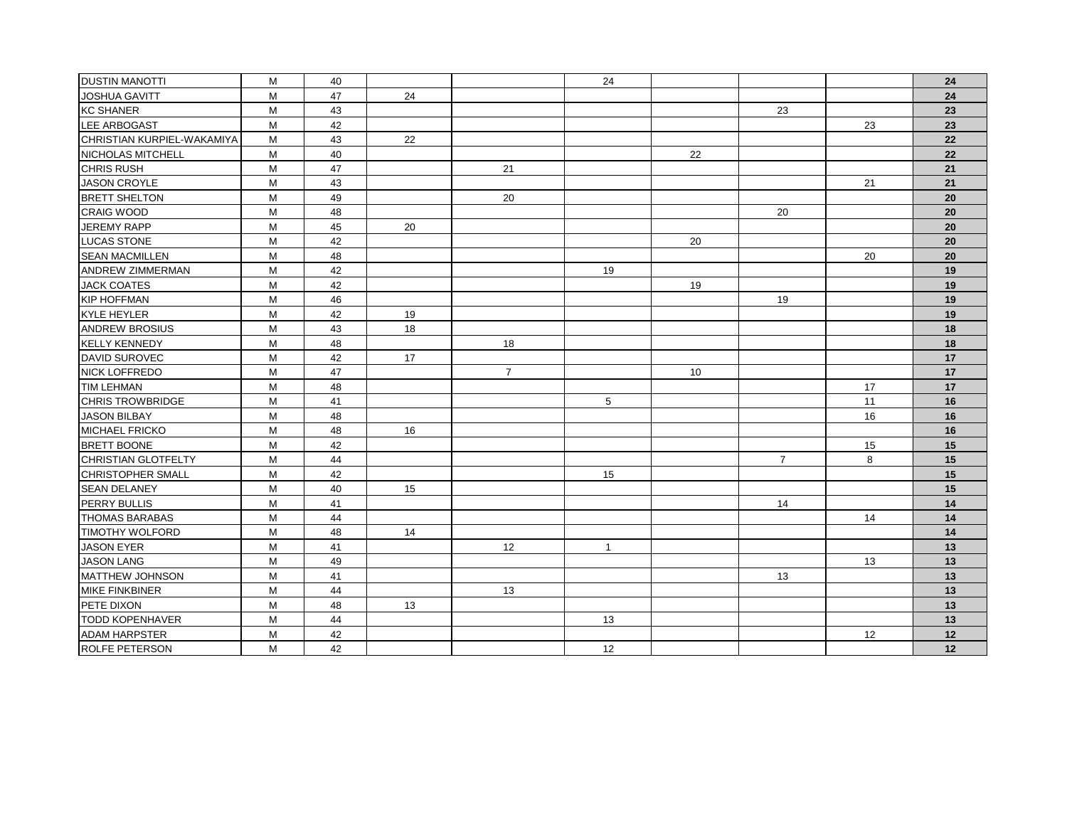| | | | | | | | | | |
|---|---|---|---|---|---|---|---|---|---|
| DUSTIN MANOTTI | M | 40 | | | 24 | | | | **24** |
| JOSHUA GAVITT | M | 47 | 24 | | | | | | **24** |
| KC SHANER | M | 43 | | | | | 23 | | **23** |
| LEE ARBOGAST | M | 42 | | | | | | 23 | **23** |
| CHRISTIAN KURPIEL-WAKAMIYA | M | 43 | 22 | | | | | | **22** |
| NICHOLAS MITCHELL | M | 40 | | | | 22 | | | **22** |
| CHRIS RUSH | M | 47 | | 21 | | | | | **21** |
| JASON CROYLE | M | 43 | | | | | | 21 | **21** |
| BRETT SHELTON | M | 49 | | 20 | | | | | **20** |
| CRAIG WOOD | M | 48 | | | | | 20 | | **20** |
| JEREMY RAPP | M | 45 | 20 | | | | | | **20** |
| LUCAS STONE | M | 42 | | | | 20 | | | **20** |
| SEAN MACMILLEN | M | 48 | | | | | | 20 | **20** |
| ANDREW ZIMMERMAN | M | 42 | | | 19 | | | | **19** |
| JACK COATES | M | 42 | | | | 19 | | | **19** |
| KIP HOFFMAN | M | 46 | | | | | 19 | | **19** |
| KYLE HEYLER | M | 42 | 19 | | | | | | **19** |
| ANDREW BROSIUS | M | 43 | 18 | | | | | | **18** |
| KELLY KENNEDY | M | 48 | | 18 | | | | | **18** |
| DAVID SUROVEC | M | 42 | 17 | | | | | | **17** |
| NICK LOFFREDO | M | 47 | | 7 | | 10 | | | **17** |
| TIM LEHMAN | M | 48 | | | | | | 17 | **17** |
| CHRIS TROWBRIDGE | M | 41 | | | 5 | | | 11 | **16** |
| JASON BILBAY | M | 48 | | | | | | 16 | **16** |
| MICHAEL FRICKO | M | 48 | 16 | | | | | | **16** |
| BRETT BOONE | M | 42 | | | | | | 15 | **15** |
| CHRISTIAN GLOTFELTY | M | 44 | | | | | 7 | 8 | **15** |
| CHRISTOPHER SMALL | M | 42 | | | 15 | | | | **15** |
| SEAN DELANEY | M | 40 | 15 | | | | | | **15** |
| PERRY BULLIS | M | 41 | | | | | 14 | | **14** |
| THOMAS BARABAS | M | 44 | | | | | | 14 | **14** |
| TIMOTHY WOLFORD | M | 48 | 14 | | | | | | **14** |
| JASON EYER | M | 41 | | 12 | 1 | | | | **13** |
| JASON LANG | M | 49 | | | | | | 13 | **13** |
| MATTHEW JOHNSON | M | 41 | | | | | 13 | | **13** |
| MIKE FINKBINER | M | 44 | | 13 | | | | | **13** |
| PETE DIXON | M | 48 | 13 | | | | | | **13** |
| TODD KOPENHAVER | M | 44 | | | 13 | | | | **13** |
| ADAM HARPSTER | M | 42 | | | | | | 12 | **12** |
| ROLFE PETERSON | M | 42 | | | 12 | | | | **12** |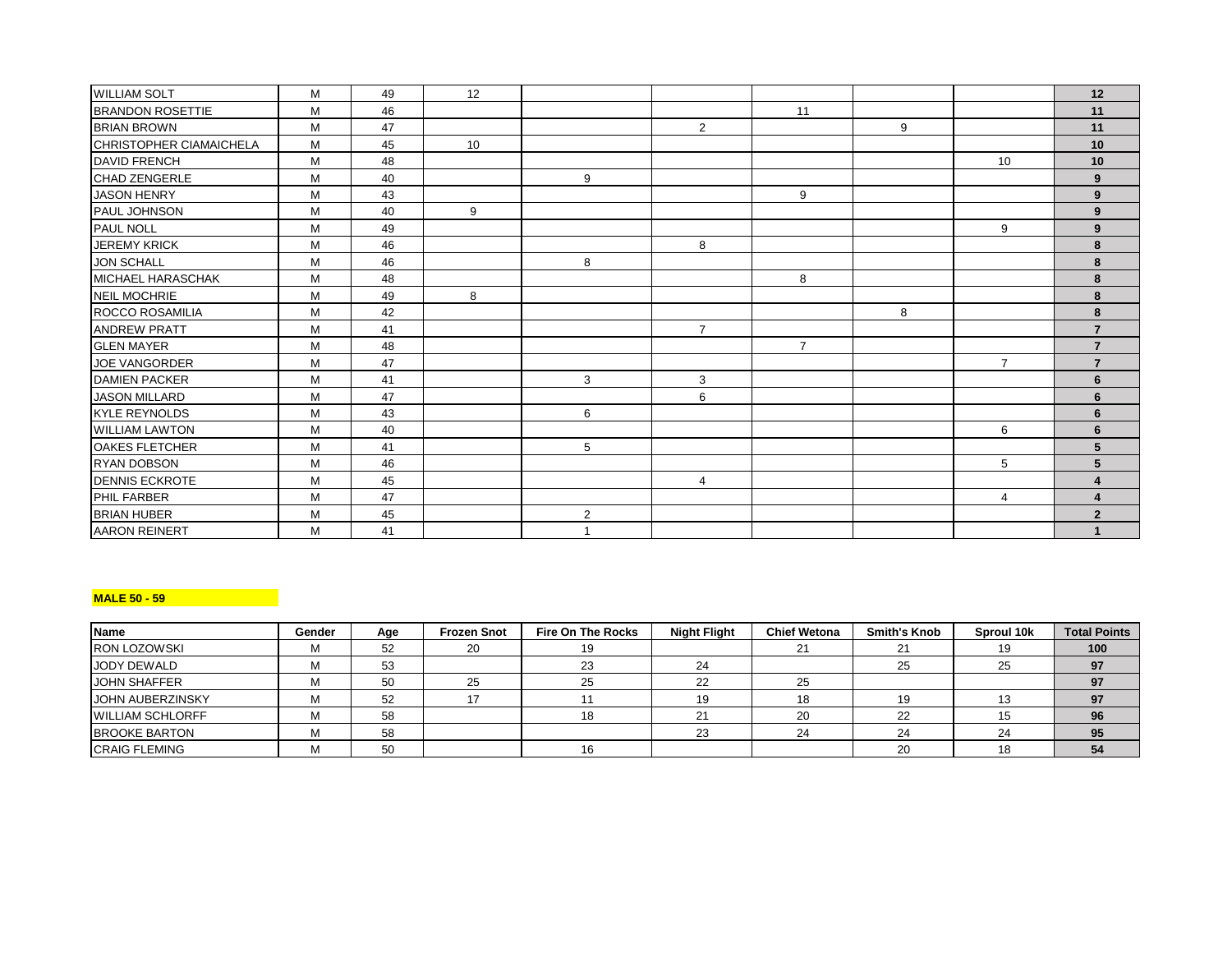| WILLIAM SOLT | M | 49 | 12 | | | | | | 12 |
|---|---|---|---|---|---|---|---|---|---|
| BRANDON ROSETTIE | M | 46 | | | | 11 | | | 11 |
| BRIAN BROWN | M | 47 | | | 2 | | 9 | | 11 |
| CHRISTOPHER CIAMAICHELA | M | 45 | 10 | | | | | | 10 |
| DAVID FRENCH | M | 48 | | | | | | 10 | 10 |
| CHAD ZENGERLE | M | 40 | | 9 | | | | | 9 |
| JASON HENRY | M | 43 | | | | 9 | | | 9 |
| PAUL JOHNSON | M | 40 | 9 | | | | | | 9 |
| PAUL NOLL | M | 49 | | | | | | 9 | 9 |
| JEREMY KRICK | M | 46 | | | 8 | | | | 8 |
| JON SCHALL | M | 46 | | 8 | | | | | 8 |
| MICHAEL HARASCHAK | M | 48 | | | | 8 | | | 8 |
| NEIL MOCHRIE | M | 49 | 8 | | | | | | 8 |
| ROCCO ROSAMILIA | M | 42 | | | | | 8 | | 8 |
| ANDREW PRATT | M | 41 | | | 7 | | | | 7 |
| GLEN MAYER | M | 48 | | | | 7 | | | 7 |
| JOE VANGORDER | M | 47 | | | | | | 7 | 7 |
| DAMIEN PACKER | M | 41 | | 3 | 3 | | | | 6 |
| JASON MILLARD | M | 47 | | | 6 | | | | 6 |
| KYLE REYNOLDS | M | 43 | | 6 | | | | | 6 |
| WILLIAM LAWTON | M | 40 | | | | | | 6 | 6 |
| OAKES FLETCHER | M | 41 | | 5 | | | | | 5 |
| RYAN DOBSON | M | 46 | | | | | | 5 | 5 |
| DENNIS ECKROTE | M | 45 | | | 4 | | | | 4 |
| PHIL FARBER | M | 47 | | | | | | 4 | 4 |
| BRIAN HUBER | M | 45 | | 2 | | | | | 2 |
| AARON REINERT | M | 41 | | 1 | | | | | 1 |

**MALE 50 - 59**

| Name | Gender | Age | Frozen Snot | Fire On The Rocks | Night Flight | Chief Wetona | Smith's Knob | Sproul 10k | Total Points |
|---|---|---|---|---|---|---|---|---|---|
| RON LOZOWSKI | M | 52 | 20 | 19 | | 21 | 21 | 19 | 100 |
| JODY DEWALD | M | 53 | | 23 | 24 | | 25 | 25 | 97 |
| JOHN SHAFFER | M | 50 | 25 | 25 | 22 | 25 | | | 97 |
| JOHN AUBERZINSKY | M | 52 | 17 | 11 | 19 | 18 | 19 | 13 | 97 |
| WILLIAM SCHLORFF | M | 58 | | 18 | 21 | 20 | 22 | 15 | 96 |
| BROOKE BARTON | M | 58 | | | 23 | 24 | 24 | 24 | 95 |
| CRAIG FLEMING | M | 50 | | 16 | | | 20 | 18 | 54 |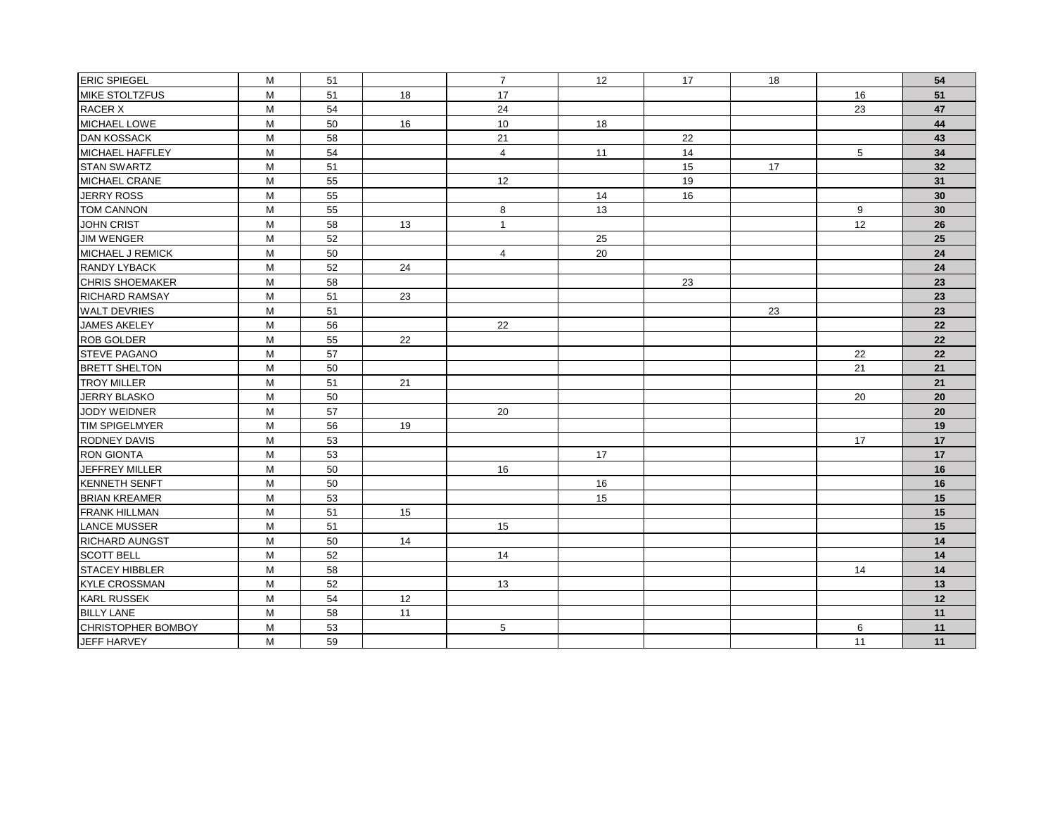| | | | | | | | | | |
|---|---|---|---|---|---|---|---|---|---|
| ERIC SPIEGEL | M | 51 | | 7 | 12 | 17 | 18 | | **54** |
| MIKE STOLTZFUS | M | 51 | 18 | 17 | | | | 16 | **51** |
| RACER X | M | 54 | | 24 | | | | 23 | **47** |
| MICHAEL LOWE | M | 50 | 16 | 10 | 18 | | | | **44** |
| DAN KOSSACK | M | 58 | | 21 | | 22 | | | **43** |
| MICHAEL HAFFLEY | M | 54 | | 4 | 11 | 14 | | 5 | **34** |
| STAN SWARTZ | M | 51 | | | | 15 | 17 | | **32** |
| MICHAEL CRANE | M | 55 | | 12 | | 19 | | | **31** |
| JERRY ROSS | M | 55 | | | 14 | 16 | | | **30** |
| TOM CANNON | M | 55 | | 8 | 13 | | | 9 | **30** |
| JOHN CRIST | M | 58 | 13 | 1 | | | | 12 | **26** |
| JIM WENGER | M | 52 | | | 25 | | | | **25** |
| MICHAEL J REMICK | M | 50 | | 4 | 20 | | | | **24** |
| RANDY LYBACK | M | 52 | 24 | | | | | | **24** |
| CHRIS SHOEMAKER | M | 58 | | | | 23 | | | **23** |
| RICHARD RAMSAY | M | 51 | 23 | | | | | | **23** |
| WALT DEVRIES | M | 51 | | | | | 23 | | **23** |
| JAMES AKELEY | M | 56 | | 22 | | | | | **22** |
| ROB GOLDER | M | 55 | 22 | | | | | | **22** |
| STEVE PAGANO | M | 57 | | | | | | 22 | **22** |
| BRETT SHELTON | M | 50 | | | | | | 21 | **21** |
| TROY MILLER | M | 51 | 21 | | | | | | **21** |
| JERRY BLASKO | M | 50 | | | | | | 20 | **20** |
| JODY WEIDNER | M | 57 | | 20 | | | | | **20** |
| TIM SPIGELMYER | M | 56 | 19 | | | | | | **19** |
| RODNEY DAVIS | M | 53 | | | | | | 17 | **17** |
| RON GIONTA | M | 53 | | | 17 | | | | **17** |
| JEFFREY MILLER | M | 50 | | 16 | | | | | **16** |
| KENNETH SENFT | M | 50 | | | 16 | | | | **16** |
| BRIAN KREAMER | M | 53 | | | 15 | | | | **15** |
| FRANK HILLMAN | M | 51 | 15 | | | | | | **15** |
| LANCE MUSSER | M | 51 | | 15 | | | | | **15** |
| RICHARD AUNGST | M | 50 | 14 | | | | | | **14** |
| SCOTT BELL | M | 52 | | 14 | | | | | **14** |
| STACEY HIBBLER | M | 58 | | | | | | 14 | **14** |
| KYLE CROSSMAN | M | 52 | | 13 | | | | | **13** |
| KARL RUSSEK | M | 54 | 12 | | | | | | **12** |
| BILLY LANE | M | 58 | 11 | | | | | | **11** |
| CHRISTOPHER BOMBOY | M | 53 | | 5 | | | | 6 | **11** |
| JEFF HARVEY | M | 59 | | | | | | 11 | **11** |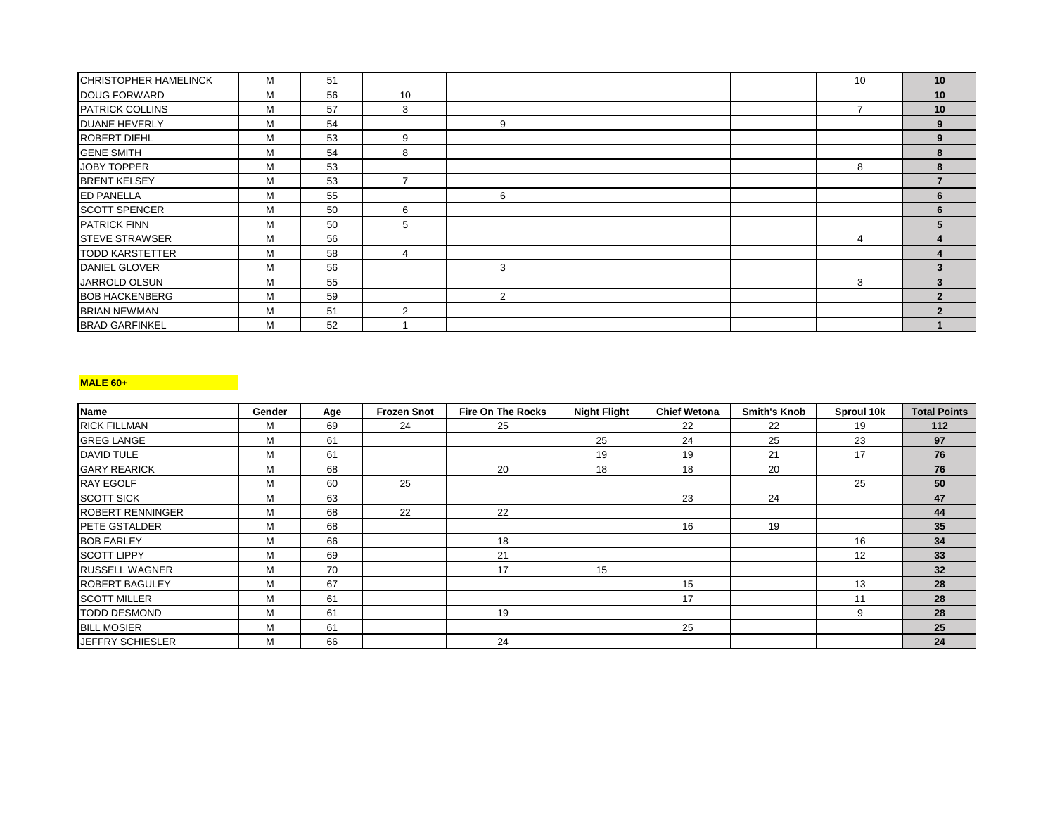| | | | | | | | | | |
|---|---|---|---|---|---|---|---|---|---|
| CHRISTOPHER HAMELINCK | M | 51 | | | | | | 10 | **10** |
| DOUG FORWARD | M | 56 | 10 | | | | | | **10** |
| PATRICK COLLINS | M | 57 | 3 | | | | | 7 | **10** |
| DUANE HEVERLY | M | 54 | | 9 | | | | | **9** |
| ROBERT DIEHL | M | 53 | 9 | | | | | | **9** |
| GENE SMITH | M | 54 | 8 | | | | | | **8** |
| JOBY TOPPER | M | 53 | | | | | | 8 | **8** |
| BRENT KELSEY | M | 53 | 7 | | | | | | **7** |
| ED PANELLA | M | 55 | | 6 | | | | | **6** |
| SCOTT SPENCER | M | 50 | 6 | | | | | | **6** |
| PATRICK FINN | M | 50 | 5 | | | | | | **5** |
| STEVE STRAWSER | M | 56 | | | | | | 4 | **4** |
| TODD KARSTETTER | M | 58 | 4 | | | | | | **4** |
| DANIEL GLOVER | M | 56 | | 3 | | | | | **3** |
| JARROLD OLSUN | M | 55 | | | | | | 3 | **3** |
| BOB HACKENBERG | M | 59 | | 2 | | | | | **2** |
| BRIAN NEWMAN | M | 51 | 2 | | | | | | **2** |
| BRAD GARFINKEL | M | 52 | 1 | | | | | | **1** |

**MALE 60+**

| Name | Gender | Age | Frozen Snot | Fire On The Rocks | Night Flight | Chief Wetona | Smith's Knob | Sproul 10k | Total Points |
|---|---|---|---|---|---|---|---|---|---|
| RICK FILLMAN | M | 69 | 24 | 25 | | 22 | 22 | 19 | **112** |
| GREG LANGE | M | 61 | | | 25 | 24 | 25 | 23 | **97** |
| DAVID TULE | M | 61 | | | 19 | 19 | 21 | 17 | **76** |
| GARY REARICK | M | 68 | | 20 | 18 | 18 | 20 | | **76** |
| RAY EGOLF | M | 60 | 25 | | | | | 25 | **50** |
| SCOTT SICK | M | 63 | | | | 23 | 24 | | **47** |
| ROBERT RENNINGER | M | 68 | 22 | 22 | | | | | **44** |
| PETE GSTALDER | M | 68 | | | | 16 | 19 | | **35** |
| BOB FARLEY | M | 66 | | 18 | | | | 16 | **34** |
| SCOTT LIPPY | M | 69 | | 21 | | | | 12 | **33** |
| RUSSELL WAGNER | M | 70 | | 17 | 15 | | | | **32** |
| ROBERT BAGULEY | M | 67 | | | | 15 | | 13 | **28** |
| SCOTT MILLER | M | 61 | | | | 17 | | 11 | **28** |
| TODD DESMOND | M | 61 | | 19 | | | | 9 | **28** |
| BILL MOSIER | M | 61 | | | | 25 | | | **25** |
| JEFFRY SCHIESLER | M | 66 | | 24 | | | | | **24** |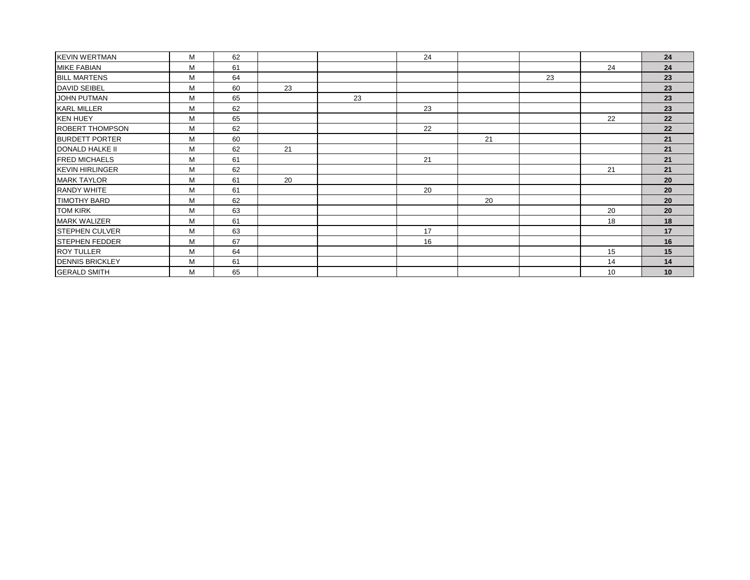| | | | | | | | | | |
|---|---|---|---|---|---|---|---|---|---|
| KEVIN WERTMAN | M | 62 | | | 24 | | | | **24** |
| MIKE FABIAN | M | 61 | | | | | | 24 | **24** |
| BILL MARTENS | M | 64 | | | | | 23 | | **23** |
| DAVID SEIBEL | M | 60 | 23 | | | | | | **23** |
| JOHN PUTMAN | M | 65 | | 23 | | | | | **23** |
| KARL MILLER | M | 62 | | | 23 | | | | **23** |
| KEN HUEY | M | 65 | | | | | | 22 | **22** |
| ROBERT THOMPSON | M | 62 | | | 22 | | | | **22** |
| BURDETT PORTER | M | 60 | | | | 21 | | | **21** |
| DONALD HALKE II | M | 62 | 21 | | | | | | **21** |
| FRED MICHAELS | M | 61 | | | 21 | | | | **21** |
| KEVIN HIRLINGER | M | 62 | | | | | | 21 | **21** |
| MARK TAYLOR | M | 61 | 20 | | | | | | **20** |
| RANDY WHITE | M | 61 | | | 20 | | | | **20** |
| TIMOTHY BARD | M | 62 | | | | 20 | | | **20** |
| TOM KIRK | M | 63 | | | | | | 20 | **20** |
| MARK WALIZER | M | 61 | | | | | | 18 | **18** |
| STEPHEN CULVER | M | 63 | | | 17 | | | | **17** |
| STEPHEN FEDDER | M | 67 | | | 16 | | | | **16** |
| ROY TULLER | M | 64 | | | | | | 15 | **15** |
| DENNIS BRICKLEY | M | 61 | | | | | | 14 | **14** |
| GERALD SMITH | M | 65 | | | | | | 10 | **10** |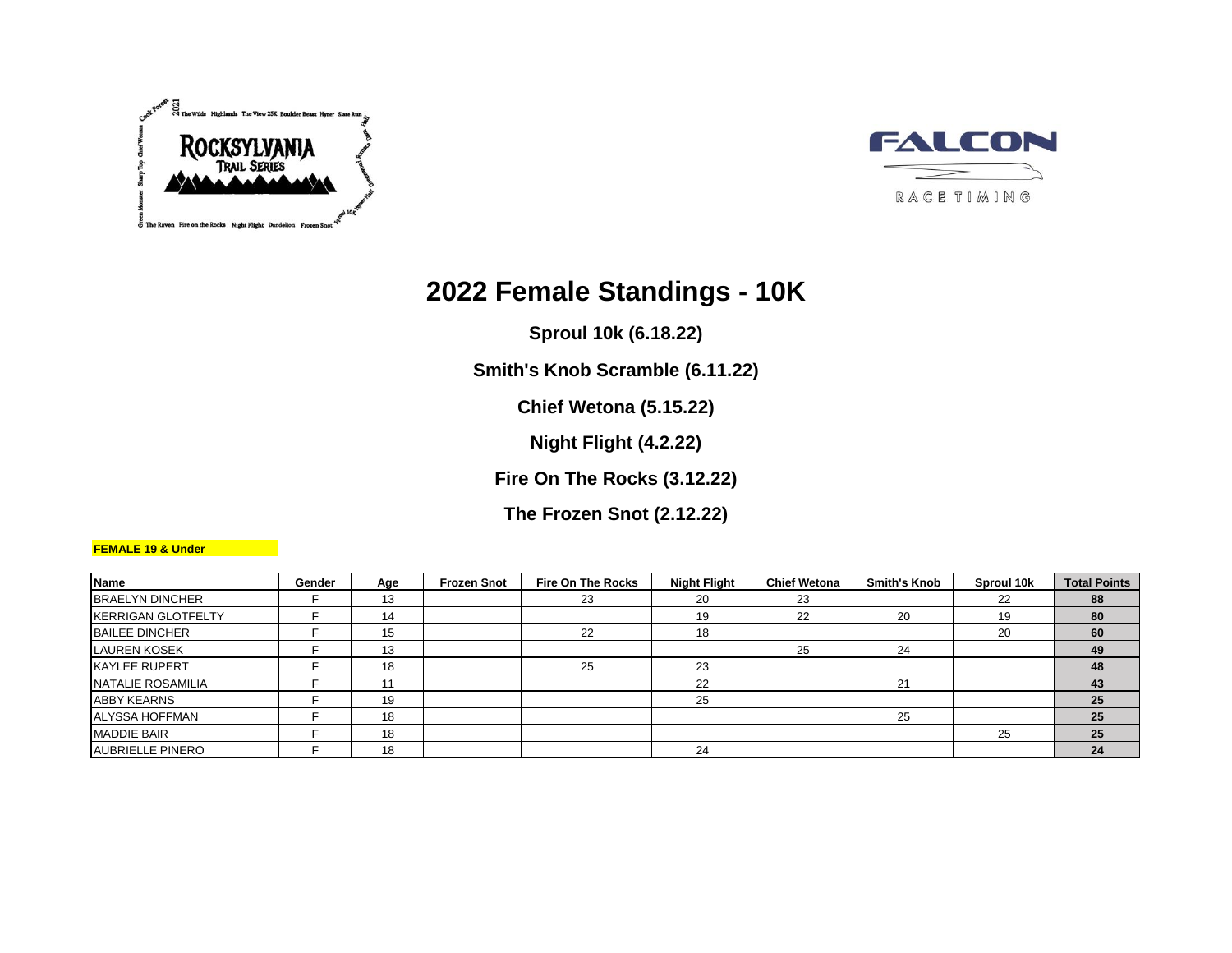# 2022 Female Standings - 10K

**Sproul 10k (6.18.22)**

**Smith's Knob Scramble (6.11.22)**

**Chief Wetona (5.15.22)**

**Night Flight (4.2.22)**

**Fire On The Rocks (3.12.22)**

**The Frozen Snot (2.12.22)**

**FEMALE 19 & Under**

| Name | Gender | Age | Frozen Snot | Fire On The Rocks | Night Flight | Chief Wetona | Smith's Knob | Sproul 10k | Total Points |
|---|---|---|---|---|---|---|---|---|---|
| BRAELYN DINCHER | F | 13 | | 23 | 20 | 23 | | 22 | **88** |
| KERRIGAN GLOTFELTY | F | 14 | | | 19 | 22 | 20 | 19 | **80** |
| BAILEE DINCHER | F | 15 | | 22 | 18 | | | 20 | **60** |
| LAUREN KOSEK | F | 13 | | | | 25 | 24 | | **49** |
| KAYLEE RUPERT | F | 18 | | 25 | 23 | | | | **48** |
| NATALIE ROSAMILIA | F | 11 | | | 22 | | 21 | | **43** |
| ABBY KEARNS | F | 19 | | | 25 | | | | **25** |
| ALYSSA HOFFMAN | F | 18 | | | | | 25 | | **25** |
| MADDIE BAIR | F | 18 | | | | | | 25 | **25** |
| AUBRIELLE PINERO | F | 18 | | | 24 | | | | **24** |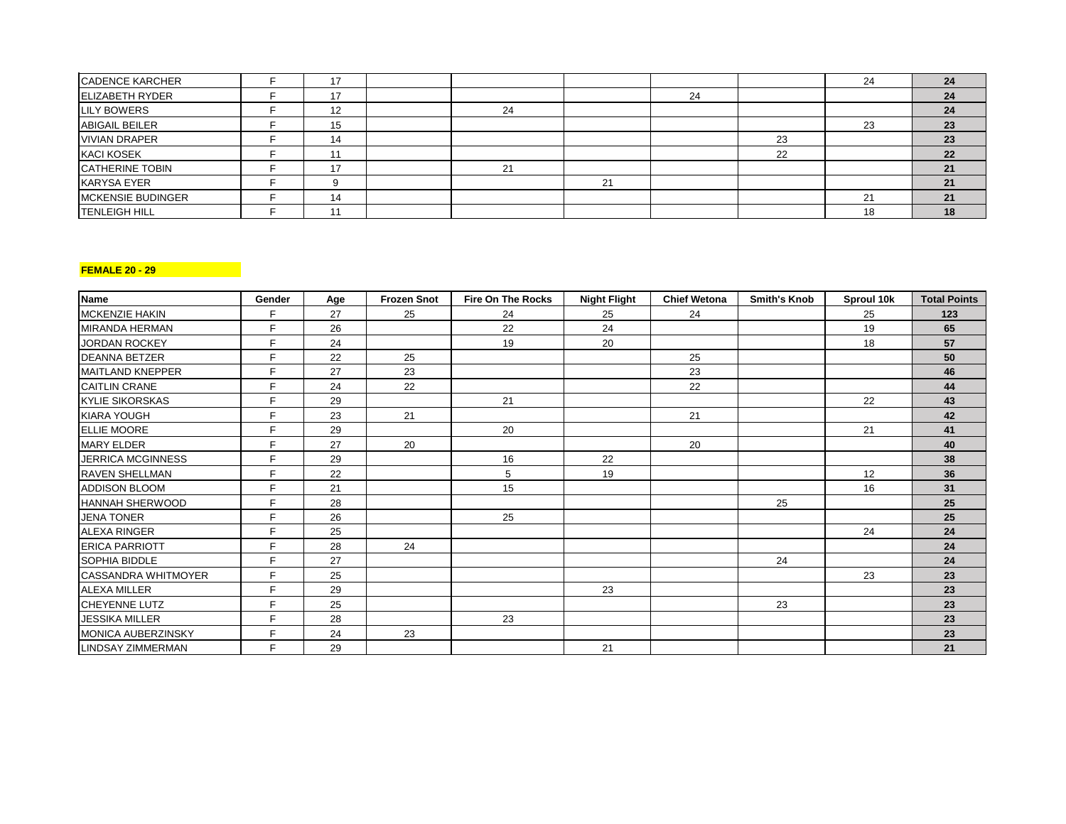| | | | | | | | | | |
|---|---|---|---|---|---|---|---|---|---|
| CADENCE KARCHER | F | 17 | | | | | | 24 | **24** |
| ELIZABETH RYDER | F | 17 | | | | 24 | | | **24** |
| LILY BOWERS | F | 12 | | 24 | | | | | **24** |
| ABIGAIL BEILER | F | 15 | | | | | | 23 | **23** |
| VIVIAN DRAPER | F | 14 | | | | | 23 | | **23** |
| KACI KOSEK | F | 11 | | | | | 22 | | **22** |
| CATHERINE TOBIN | F | 17 | | 21 | | | | | **21** |
| KARYSA EYER | F | 9 | | | 21 | | | | **21** |
| MCKENSIE BUDINGER | F | 14 | | | | | | 21 | **21** |
| TENLEIGH HILL | F | 11 | | | | | | 18 | **18** |

**FEMALE 20 - 29**

| Name | Gender | Age | Frozen Snot | Fire On The Rocks | Night Flight | Chief Wetona | Smith's Knob | Sproul 10k | Total Points |
|---|---|---|---|---|---|---|---|---|---|
| MCKENZIE HAKIN | F | 27 | 25 | 24 | 25 | 24 | | 25 | **123** |
| MIRANDA HERMAN | F | 26 | | 22 | 24 | | | 19 | **65** |
| JORDAN ROCKEY | F | 24 | | 19 | 20 | | | 18 | **57** |
| DEANNA BETZER | F | 22 | 25 | | | 25 | | | **50** |
| MAITLAND KNEPPER | F | 27 | 23 | | | 23 | | | **46** |
| CAITLIN CRANE | F | 24 | 22 | | | 22 | | | **44** |
| KYLIE SIKORSKAS | F | 29 | | 21 | | | | 22 | **43** |
| KIARA YOUGH | F | 23 | 21 | | | 21 | | | **42** |
| ELLIE MOORE | F | 29 | | 20 | | | | 21 | **41** |
| MARY ELDER | F | 27 | 20 | | | 20 | | | **40** |
| JERRICA MCGINNESS | F | 29 | | 16 | 22 | | | | **38** |
| RAVEN SHELLMAN | F | 22 | | 5 | 19 | | | 12 | **36** |
| ADDISON BLOOM | F | 21 | | 15 | | | | 16 | **31** |
| HANNAH SHERWOOD | F | 28 | | | | | 25 | | **25** |
| JENA TONER | F | 26 | | 25 | | | | | **25** |
| ALEXA RINGER | F | 25 | | | | | | 24 | **24** |
| ERICA PARRIOTT | F | 28 | 24 | | | | | | **24** |
| SOPHIA BIDDLE | F | 27 | | | | | 24 | | **24** |
| CASSANDRA WHITMOYER | F | 25 | | | | | | 23 | **23** |
| ALEXA MILLER | F | 29 | | | 23 | | | | **23** |
| CHEYENNE LUTZ | F | 25 | | | | | 23 | | **23** |
| JESSIKA MILLER | F | 28 | | 23 | | | | | **23** |
| MONICA AUBERZINSKY | F | 24 | 23 | | | | | | **23** |
| LINDSAY ZIMMERMAN | F | 29 | | | 21 | | | | **21** |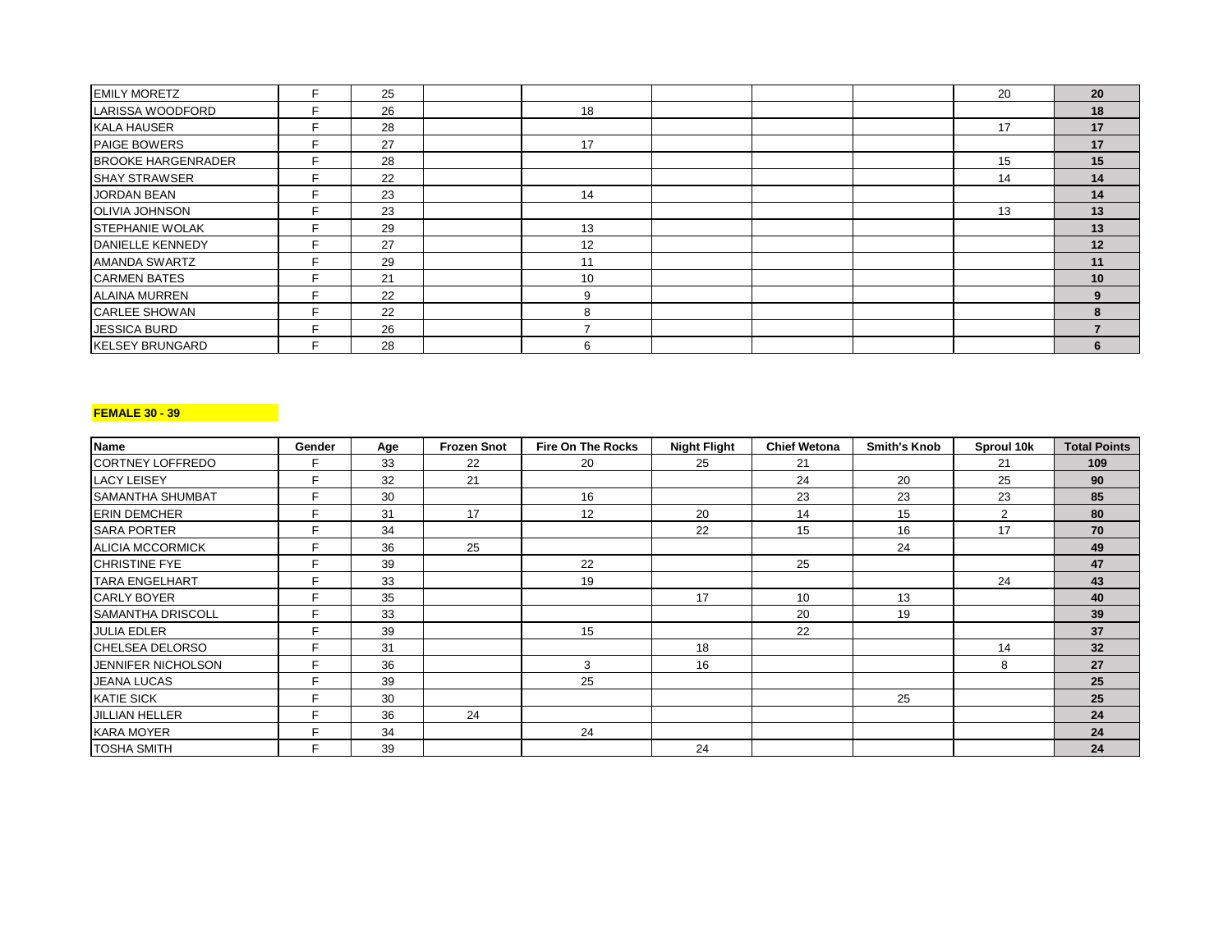| | | | | | | | | | |
|---|---|---|---|---|---|---|---|---|---|
| EMILY MORETZ | F | 25 | | | | | | 20 | **20** |
| LARISSA WOODFORD | F | 26 | | 18 | | | | | **18** |
| KALA HAUSER | F | 28 | | | | | | 17 | **17** |
| PAIGE BOWERS | F | 27 | | 17 | | | | | **17** |
| BROOKE HARGENRADER | F | 28 | | | | | | 15 | **15** |
| SHAY STRAWSER | F | 22 | | | | | | 14 | **14** |
| JORDAN BEAN | F | 23 | | 14 | | | | | **14** |
| OLIVIA JOHNSON | F | 23 | | | | | | 13 | **13** |
| STEPHANIE WOLAK | F | 29 | | 13 | | | | | **13** |
| DANIELLE KENNEDY | F | 27 | | 12 | | | | | **12** |
| AMANDA SWARTZ | F | 29 | | 11 | | | | | **11** |
| CARMEN BATES | F | 21 | | 10 | | | | | **10** |
| ALAINA MURREN | F | 22 | | 9 | | | | | **9** |
| CARLEE SHOWAN | F | 22 | | 8 | | | | | **8** |
| JESSICA BURD | F | 26 | | 7 | | | | | **7** |
| KELSEY BRUNGARD | F | 28 | | 6 | | | | | **6** |

**FEMALE 30 - 39**

| Name | Gender | Age | Frozen Snot | Fire On The Rocks | Night Flight | Chief Wetona | Smith's Knob | Sproul 10k | Total Points |
|---|---|---|---|---|---|---|---|---|---|
| CORTNEY LOFFREDO | F | 33 | 22 | 20 | 25 | 21 | | 21 | **109** |
| LACY LEISEY | F | 32 | 21 | | | 24 | 20 | 25 | **90** |
| SAMANTHA SHUMBAT | F | 30 | | 16 | | 23 | 23 | 23 | **85** |
| ERIN DEMCHER | F | 31 | 17 | 12 | 20 | 14 | 15 | 2 | **80** |
| SARA PORTER | F | 34 | | | 22 | 15 | 16 | 17 | **70** |
| ALICIA MCCORMICK | F | 36 | 25 | | | | 24 | | **49** |
| CHRISTINE FYE | F | 39 | | 22 | | 25 | | | **47** |
| TARA ENGELHART | F | 33 | | 19 | | | | 24 | **43** |
| CARLY BOYER | F | 35 | | | 17 | 10 | 13 | | **40** |
| SAMANTHA DRISCOLL | F | 33 | | | | 20 | 19 | | **39** |
| JULIA EDLER | F | 39 | | 15 | | 22 | | | **37** |
| CHELSEA DELORSO | F | 31 | | | 18 | | | 14 | **32** |
| JENNIFER NICHOLSON | F | 36 | | 3 | 16 | | | 8 | **27** |
| JEANA LUCAS | F | 39 | | 25 | | | | | **25** |
| KATIE SICK | F | 30 | | | | | 25 | | **25** |
| JILLIAN HELLER | F | 36 | 24 | | | | | | **24** |
| KARA MOYER | F | 34 | | 24 | | | | | **24** |
| TOSHA SMITH | F | 39 | | | 24 | | | | **24** |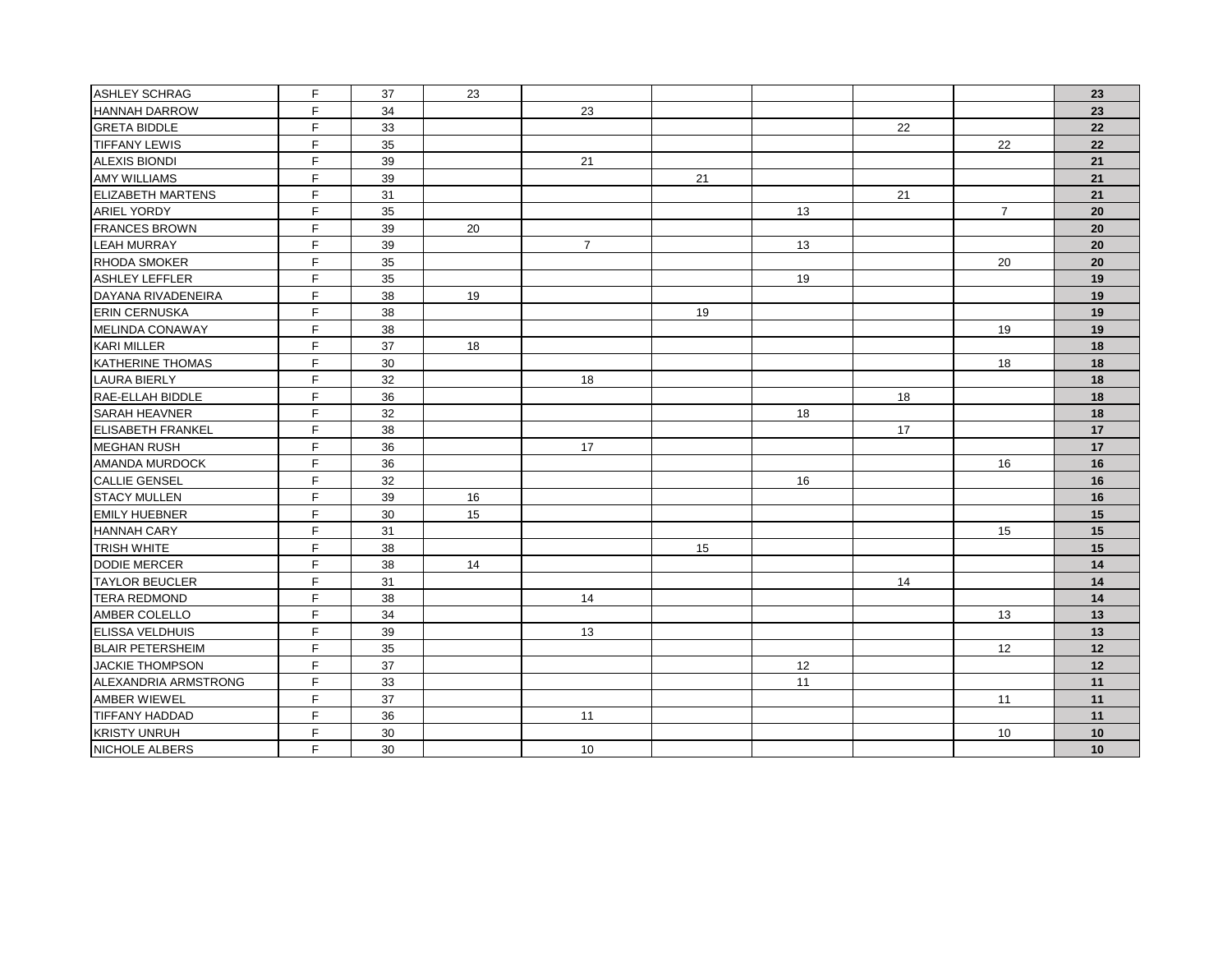|  |  |  |  |  |  |  |  |  |  |
|---|---|---|---|---|---|---|---|---|---|
| ASHLEY SCHRAG | F | 37 | 23 |  |  |  |  |  | **23** |
| HANNAH DARROW | F | 34 |  | 23 |  |  |  |  | **23** |
| GRETA BIDDLE | F | 33 |  |  |  |  | 22 |  | **22** |
| TIFFANY LEWIS | F | 35 |  |  |  |  |  | 22 | **22** |
| ALEXIS BIONDI | F | 39 |  | 21 |  |  |  |  | **21** |
| AMY WILLIAMS | F | 39 |  |  | 21 |  |  |  | **21** |
| ELIZABETH MARTENS | F | 31 |  |  |  |  | 21 |  | **21** |
| ARIEL YORDY | F | 35 |  |  |  | 13 |  | 7 | **20** |
| FRANCES BROWN | F | 39 | 20 |  |  |  |  |  | **20** |
| LEAH MURRAY | F | 39 |  | 7 |  | 13 |  |  | **20** |
| RHODA SMOKER | F | 35 |  |  |  |  |  | 20 | **20** |
| ASHLEY LEFFLER | F | 35 |  |  |  | 19 |  |  | **19** |
| DAYANA RIVADENEIRA | F | 38 | 19 |  |  |  |  |  | **19** |
| ERIN CERNUSKA | F | 38 |  |  | 19 |  |  |  | **19** |
| MELINDA CONAWAY | F | 38 |  |  |  |  |  | 19 | **19** |
| KARI MILLER | F | 37 | 18 |  |  |  |  |  | **18** |
| KATHERINE THOMAS | F | 30 |  |  |  |  |  | 18 | **18** |
| LAURA BIERLY | F | 32 |  | 18 |  |  |  |  | **18** |
| RAE-ELLAH BIDDLE | F | 36 |  |  |  |  | 18 |  | **18** |
| SARAH HEAVNER | F | 32 |  |  |  | 18 |  |  | **18** |
| ELISABETH FRANKEL | F | 38 |  |  |  |  | 17 |  | **17** |
| MEGHAN RUSH | F | 36 |  | 17 |  |  |  |  | **17** |
| AMANDA MURDOCK | F | 36 |  |  |  |  |  | 16 | **16** |
| CALLIE GENSEL | F | 32 |  |  |  | 16 |  |  | **16** |
| STACY MULLEN | F | 39 | 16 |  |  |  |  |  | **16** |
| EMILY HUEBNER | F | 30 | 15 |  |  |  |  |  | **15** |
| HANNAH CARY | F | 31 |  |  |  |  |  | 15 | **15** |
| TRISH WHITE | F | 38 |  |  | 15 |  |  |  | **15** |
| DODIE MERCER | F | 38 | 14 |  |  |  |  |  | **14** |
| TAYLOR BEUCLER | F | 31 |  |  |  |  | 14 |  | **14** |
| TERA REDMOND | F | 38 |  | 14 |  |  |  |  | **14** |
| AMBER COLELLO | F | 34 |  |  |  |  |  | 13 | **13** |
| ELISSA VELDHUIS | F | 39 |  | 13 |  |  |  |  | **13** |
| BLAIR PETERSHEIM | F | 35 |  |  |  |  |  | 12 | **12** |
| JACKIE THOMPSON | F | 37 |  |  |  | 12 |  |  | **12** |
| ALEXANDRIA ARMSTRONG | F | 33 |  |  |  | 11 |  |  | **11** |
| AMBER WIEWEL | F | 37 |  |  |  |  |  | 11 | **11** |
| TIFFANY HADDAD | F | 36 |  | 11 |  |  |  |  | **11** |
| KRISTY UNRUH | F | 30 |  |  |  |  |  | 10 | **10** |
| NICHOLE ALBERS | F | 30 |  | 10 |  |  |  |  | **10** |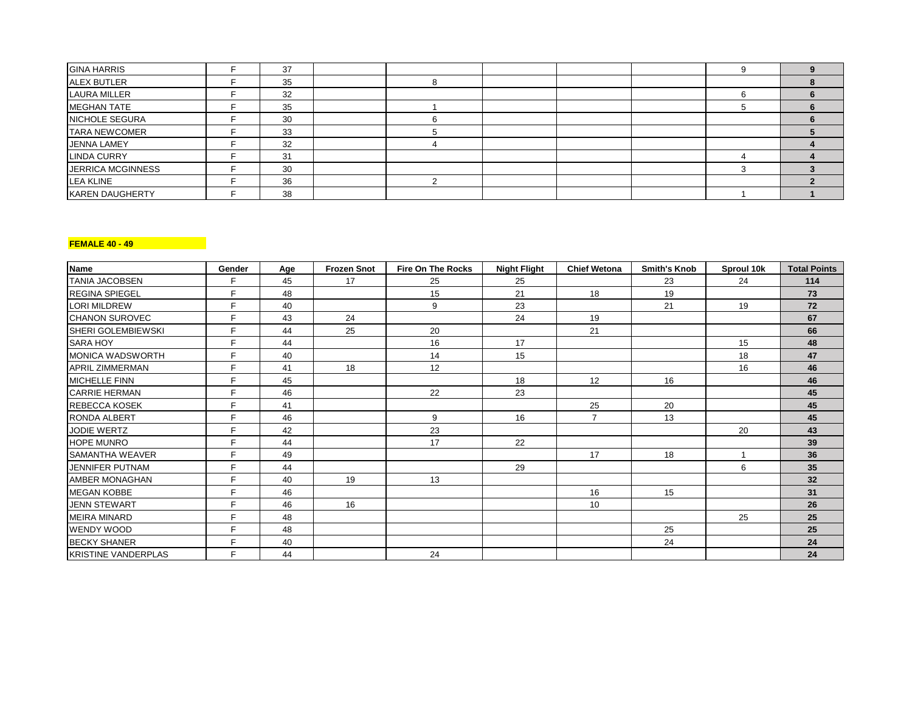| | | | | | | | | | |
|---|---|---|---|---|---|---|---|---|---|
| GINA HARRIS | F | 37 | | | | | | 9 | **9** |
| ALEX BUTLER | F | 35 | | 8 | | | | | **8** |
| LAURA MILLER | F | 32 | | | | | | 6 | **6** |
| MEGHAN TATE | F | 35 | | 1 | | | | 5 | **6** |
| NICHOLE SEGURA | F | 30 | | 6 | | | | | **6** |
| TARA NEWCOMER | F | 33 | | 5 | | | | | **5** |
| JENNA LAMEY | F | 32 | | 4 | | | | | **4** |
| LINDA CURRY | F | 31 | | | | | | 4 | **4** |
| JERRICA MCGINNESS | F | 30 | | | | | | 3 | **3** |
| LEA KLINE | F | 36 | | 2 | | | | | **2** |
| KAREN DAUGHERTY | F | 38 | | | | | | 1 | **1** |

**FEMALE 40 - 49**

| Name | Gender | Age | Frozen Snot | Fire On The Rocks | Night Flight | Chief Wetona | Smith's Knob | Sproul 10k | Total Points |
|---|---|---|---|---|---|---|---|---|---|
| TANIA JACOBSEN | F | 45 | 17 | 25 | 25 | | 23 | 24 | **114** |
| REGINA SPIEGEL | F | 48 | | 15 | 21 | 18 | 19 | | **73** |
| LORI MILDREW | F | 40 | | 9 | 23 | | 21 | 19 | **72** |
| CHANON SUROVEC | F | 43 | 24 | | 24 | 19 | | | **67** |
| SHERI GOLEMBIEWSKI | F | 44 | 25 | 20 | | 21 | | | **66** |
| SARA HOY | F | 44 | | 16 | 17 | | | 15 | **48** |
| MONICA WADSWORTH | F | 40 | | 14 | 15 | | | 18 | **47** |
| APRIL ZIMMERMAN | F | 41 | 18 | 12 | | | | 16 | **46** |
| MICHELLE FINN | F | 45 | | | 18 | 12 | 16 | | **46** |
| CARRIE HERMAN | F | 46 | | 22 | 23 | | | | **45** |
| REBECCA KOSEK | F | 41 | | | | 25 | 20 | | **45** |
| RONDA ALBERT | F | 46 | | 9 | 16 | 7 | 13 | | **45** |
| JODIE WERTZ | F | 42 | | 23 | | | | 20 | **43** |
| HOPE MUNRO | F | 44 | | 17 | 22 | | | | **39** |
| SAMANTHA WEAVER | F | 49 | | | | 17 | 18 | 1 | **36** |
| JENNIFER PUTNAM | F | 44 | | | 29 | | | 6 | **35** |
| AMBER MONAGHAN | F | 40 | 19 | 13 | | | | | **32** |
| MEGAN KOBBE | F | 46 | | | | 16 | 15 | | **31** |
| JENN STEWART | F | 46 | 16 | | | 10 | | | **26** |
| MEIRA MINARD | F | 48 | | | | | | 25 | **25** |
| WENDY WOOD | F | 48 | | | | | 25 | | **25** |
| BECKY SHANER | F | 40 | | | | | 24 | | **24** |
| KRISTINE VANDERPLAS | F | 44 | | 24 | | | | | **24** |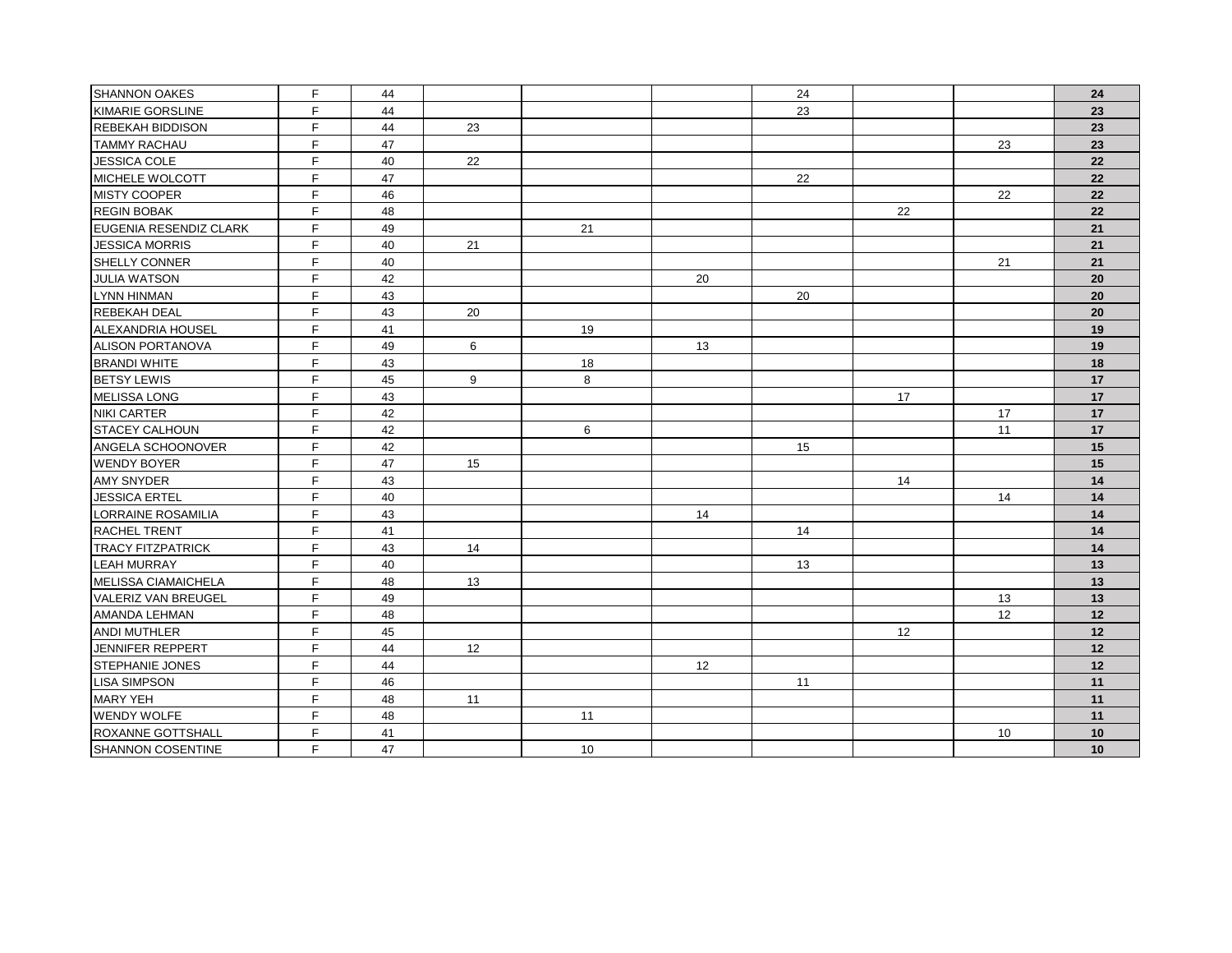| | | | | | | | | | |
|---|---|---|---|---|---|---|---|---|---|
| SHANNON OAKES | F | 44 | | | | 24 | | | 24 |
| KIMARIE GORSLINE | F | 44 | | | | 23 | | | 23 |
| REBEKAH BIDDISON | F | 44 | 23 | | | | | | 23 |
| TAMMY RACHAU | F | 47 | | | | | | 23 | 23 |
| JESSICA COLE | F | 40 | 22 | | | | | | 22 |
| MICHELE WOLCOTT | F | 47 | | | | 22 | | | 22 |
| MISTY COOPER | F | 46 | | | | | | 22 | 22 |
| REGIN BOBAK | F | 48 | | | | | 22 | | 22 |
| EUGENIA RESENDIZ CLARK | F | 49 | | 21 | | | | | 21 |
| JESSICA MORRIS | F | 40 | 21 | | | | | | 21 |
| SHELLY CONNER | F | 40 | | | | | | 21 | 21 |
| JULIA WATSON | F | 42 | | | 20 | | | | 20 |
| LYNN HINMAN | F | 43 | | | | 20 | | | 20 |
| REBEKAH DEAL | F | 43 | 20 | | | | | | 20 |
| ALEXANDRIA HOUSEL | F | 41 | | 19 | | | | | 19 |
| ALISON PORTANOVA | F | 49 | 6 | | 13 | | | | 19 |
| BRANDI WHITE | F | 43 | | 18 | | | | | 18 |
| BETSY LEWIS | F | 45 | 9 | 8 | | | | | 17 |
| MELISSA LONG | F | 43 | | | | | 17 | | 17 |
| NIKI CARTER | F | 42 | | | | | | 17 | 17 |
| STACEY CALHOUN | F | 42 | | 6 | | | | 11 | 17 |
| ANGELA SCHOONOVER | F | 42 | | | | 15 | | | 15 |
| WENDY BOYER | F | 47 | 15 | | | | | | 15 |
| AMY SNYDER | F | 43 | | | | | 14 | | 14 |
| JESSICA ERTEL | F | 40 | | | | | | 14 | 14 |
| LORRAINE ROSAMILIA | F | 43 | | | 14 | | | | 14 |
| RACHEL TRENT | F | 41 | | | | 14 | | | 14 |
| TRACY FITZPATRICK | F | 43 | 14 | | | | | | 14 |
| LEAH MURRAY | F | 40 | | | | 13 | | | 13 |
| MELISSA CIAMAICHELA | F | 48 | 13 | | | | | | 13 |
| VALERIZ VAN BREUGEL | F | 49 | | | | | | 13 | 13 |
| AMANDA LEHMAN | F | 48 | | | | | | 12 | 12 |
| ANDI MUTHLER | F | 45 | | | | | 12 | | 12 |
| JENNIFER REPPERT | F | 44 | 12 | | | | | | 12 |
| STEPHANIE JONES | F | 44 | | | 12 | | | | 12 |
| LISA SIMPSON | F | 46 | | | | 11 | | | 11 |
| MARY YEH | F | 48 | 11 | | | | | | 11 |
| WENDY WOLFE | F | 48 | | 11 | | | | | 11 |
| ROXANNE GOTTSHALL | F | 41 | | | | | | 10 | 10 |
| SHANNON COSENTINE | F | 47 | | 10 | | | | | 10 |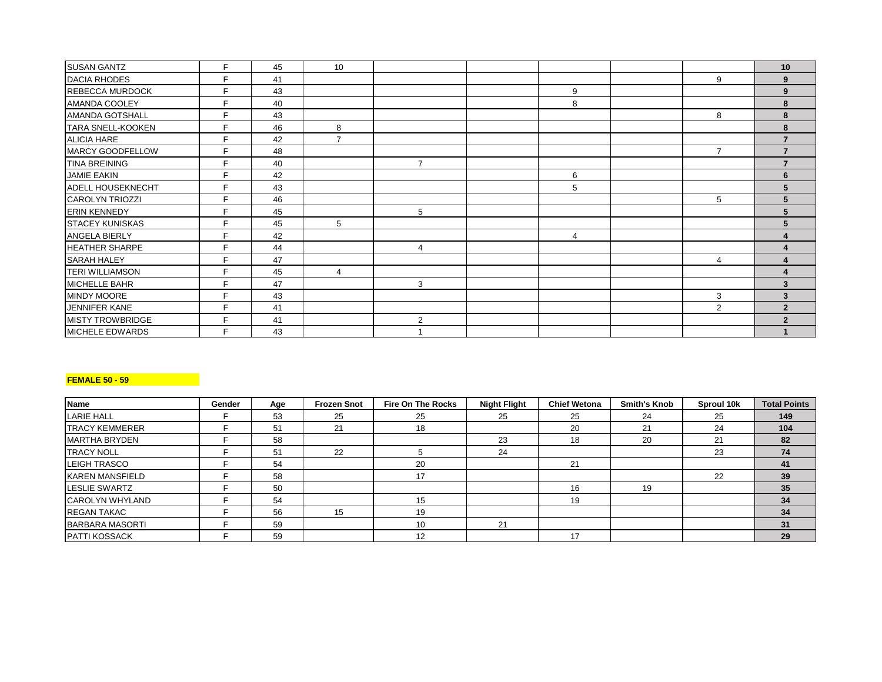| Name | Gender | Age | Frozen Snot | Fire On The Rocks | Night Flight | Chief Wetona | Smith's Knob | Sproul 10k | Total Points |
|---|---|---|---|---|---|---|---|---|---|
| SUSAN GANTZ | F | 45 | 10 | | | | | | **10** |
| DACIA RHODES | F | 41 | | | | | | 9 | **9** |
| REBECCA MURDOCK | F | 43 | | | | 9 | | | **9** |
| AMANDA COOLEY | F | 40 | | | | 8 | | | **8** |
| AMANDA GOTSHALL | F | 43 | | | | | | 8 | **8** |
| TARA SNELL-KOOKEN | F | 46 | 8 | | | | | | **8** |
| ALICIA HARE | F | 42 | 7 | | | | | | **7** |
| MARCY GOODFELLOW | F | 48 | | | | | | 7 | **7** |
| TINA BREINING | F | 40 | | 7 | | | | | **7** |
| JAMIE EAKIN | F | 42 | | | | 6 | | | **6** |
| ADELL HOUSEKNECHT | F | 43 | | | | 5 | | | **5** |
| CAROLYN TRIOZZI | F | 46 | | | | | | 5 | **5** |
| ERIN KENNEDY | F | 45 | | 5 | | | | | **5** |
| STACEY KUNISKAS | F | 45 | 5 | | | | | | **5** |
| ANGELA BIERLY | F | 42 | | | | 4 | | | **4** |
| HEATHER SHARPE | F | 44 | | 4 | | | | | **4** |
| SARAH HALEY | F | 47 | | | | | | 4 | **4** |
| TERI WILLIAMSON | F | 45 | 4 | | | | | | **4** |
| MICHELLE BAHR | F | 47 | | 3 | | | | | **3** |
| MINDY MOORE | F | 43 | | | | | | 3 | **3** |
| JENNIFER KANE | F | 41 | | | | | | 2 | **2** |
| MISTY TROWBRIDGE | F | 41 | | 2 | | | | | **2** |
| MICHELE EDWARDS | F | 43 | | 1 | | | | | **1** |

**FEMALE 50 - 59**

| Name | Gender | Age | Frozen Snot | Fire On The Rocks | Night Flight | Chief Wetona | Smith's Knob | Sproul 10k | Total Points |
|---|---|---|---|---|---|---|---|---|---|
| LARIE HALL | F | 53 | 25 | 25 | 25 | 25 | 24 | 25 | **149** |
| TRACY KEMMERER | F | 51 | 21 | 18 | | 20 | 21 | 24 | **104** |
| MARTHA BRYDEN | F | 58 | | | 23 | 18 | 20 | 21 | **82** |
| TRACY NOLL | F | 51 | 22 | 5 | 24 | | | 23 | **74** |
| LEIGH TRASCO | F | 54 | | 20 | | 21 | | | **41** |
| KAREN MANSFIELD | F | 58 | | 17 | | | | 22 | **39** |
| LESLIE SWARTZ | F | 50 | | | | 16 | 19 | | **35** |
| CAROLYN WHYLAND | F | 54 | | 15 | | 19 | | | **34** |
| REGAN TAKAC | F | 56 | 15 | 19 | | | | | **34** |
| BARBARA MASORTI | F | 59 | | 10 | 21 | | | | **31** |
| PATTI KOSSACK | F | 59 | | 12 | | 17 | | | **29** |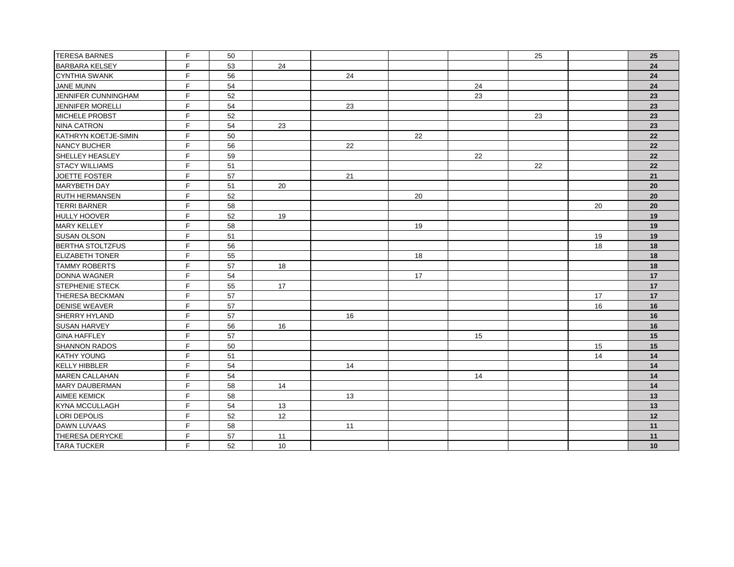| | | | | | | | | | |
|---|---|---|---|---|---|---|---|---|---|
| TERESA BARNES | F | 50 | | | | | 25 | | 25 |
| BARBARA KELSEY | F | 53 | 24 | | | | | | 24 |
| CYNTHIA SWANK | F | 56 | | 24 | | | | | 24 |
| JANE MUNN | F | 54 | | | | 24 | | | 24 |
| JENNIFER CUNNINGHAM | F | 52 | | | | 23 | | | 23 |
| JENNIFER MORELLI | F | 54 | | 23 | | | | | 23 |
| MICHELE PROBST | F | 52 | | | | | 23 | | 23 |
| NINA CATRON | F | 54 | 23 | | | | | | 23 |
| KATHRYN KOETJE-SIMIN | F | 50 | | | 22 | | | | 22 |
| NANCY BUCHER | F | 56 | | 22 | | | | | 22 |
| SHELLEY HEASLEY | F | 59 | | | | 22 | | | 22 |
| STACY WILLIAMS | F | 51 | | | | | 22 | | 22 |
| JOETTE FOSTER | F | 57 | | 21 | | | | | 21 |
| MARYBETH DAY | F | 51 | 20 | | | | | | 20 |
| RUTH HERMANSEN | F | 52 | | | 20 | | | | 20 |
| TERRI BARNER | F | 58 | | | | | | 20 | 20 |
| HULLY HOOVER | F | 52 | 19 | | | | | | 19 |
| MARY KELLEY | F | 58 | | | 19 | | | | 19 |
| SUSAN OLSON | F | 51 | | | | | | 19 | 19 |
| BERTHA STOLTZFUS | F | 56 | | | | | | 18 | 18 |
| ELIZABETH TONER | F | 55 | | | 18 | | | | 18 |
| TAMMY ROBERTS | F | 57 | 18 | | | | | | 18 |
| DONNA WAGNER | F | 54 | | | 17 | | | | 17 |
| STEPHENIE STECK | F | 55 | 17 | | | | | | 17 |
| THERESA BECKMAN | F | 57 | | | | | | 17 | 17 |
| DENISE WEAVER | F | 57 | | | | | | 16 | 16 |
| SHERRY HYLAND | F | 57 | | 16 | | | | | 16 |
| SUSAN HARVEY | F | 56 | 16 | | | | | | 16 |
| GINA HAFFLEY | F | 57 | | | | 15 | | | 15 |
| SHANNON RADOS | F | 50 | | | | | | 15 | 15 |
| KATHY YOUNG | F | 51 | | | | | | 14 | 14 |
| KELLY HIBBLER | F | 54 | | 14 | | | | | 14 |
| MAREN CALLAHAN | F | 54 | | | | 14 | | | 14 |
| MARY DAUBERMAN | F | 58 | 14 | | | | | | 14 |
| AIMEE KEMICK | F | 58 | | 13 | | | | | 13 |
| KYNA MCCULLAGH | F | 54 | 13 | | | | | | 13 |
| LORI DEPOLIS | F | 52 | 12 | | | | | | 12 |
| DAWN LUVAAS | F | 58 | | 11 | | | | | 11 |
| THERESA DERYCKE | F | 57 | 11 | | | | | | 11 |
| TARA TUCKER | F | 52 | 10 | | | | | | 10 |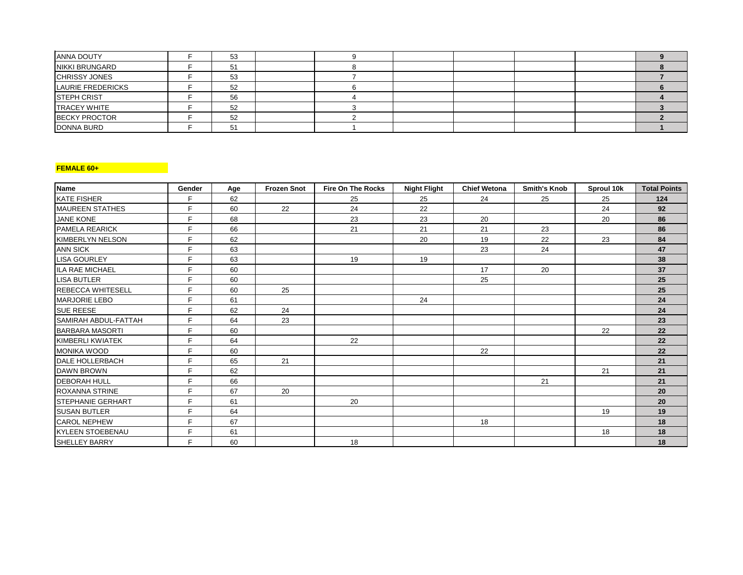| | | | | | | | | | |
|---|---|---|---|---|---|---|---|---|---|
| ANNA DOUTY | F | 53 | | 9 | | | | | **9** |
| NIKKI BRUNGARD | F | 51 | | 8 | | | | | **8** |
| CHRISSY JONES | F | 53 | | 7 | | | | | **7** |
| LAURIE FREDERICKS | F | 52 | | 6 | | | | | **6** |
| STEPH CRIST | F | 56 | | 4 | | | | | **4** |
| TRACEY WHITE | F | 52 | | 3 | | | | | **3** |
| BECKY PROCTOR | F | 52 | | 2 | | | | | **2** |
| DONNA BURD | F | 51 | | 1 | | | | | **1** |

**FEMALE 60+**

| Name | Gender | Age | Frozen Snot | Fire On The Rocks | Night Flight | Chief Wetona | Smith's Knob | Sproul 10k | Total Points |
|---|---|---|---|---|---|---|---|---|---|
| KATE FISHER | F | 62 | | 25 | 25 | 24 | 25 | 25 | **124** |
| MAUREEN STATHES | F | 60 | 22 | 24 | 22 | | | 24 | **92** |
| JANE KONE | F | 68 | | 23 | 23 | 20 | | 20 | **86** |
| PAMELA REARICK | F | 66 | | 21 | 21 | 21 | 23 | | **86** |
| KIMBERLYN NELSON | F | 62 | | | 20 | 19 | 22 | 23 | **84** |
| ANN SICK | F | 63 | | | | 23 | 24 | | **47** |
| LISA GOURLEY | F | 63 | | 19 | 19 | | | | **38** |
| ILA RAE MICHAEL | F | 60 | | | | 17 | 20 | | **37** |
| LISA BUTLER | F | 60 | | | | 25 | | | **25** |
| REBECCA WHITESELL | F | 60 | 25 | | | | | | **25** |
| MARJORIE LEBO | F | 61 | | | 24 | | | | **24** |
| SUE REESE | F | 62 | 24 | | | | | | **24** |
| SAMIRAH ABDUL-FATTAH | F | 64 | 23 | | | | | | **23** |
| BARBARA MASORTI | F | 60 | | | | | | 22 | **22** |
| KIMBERLI KWIATEK | F | 64 | | 22 | | | | | **22** |
| MONIKA WOOD | F | 60 | | | | 22 | | | **22** |
| DALE HOLLERBACH | F | 65 | 21 | | | | | | **21** |
| DAWN BROWN | F | 62 | | | | | | 21 | **21** |
| DEBORAH HULL | F | 66 | | | | | 21 | | **21** |
| ROXANNA STRINE | F | 67 | 20 | | | | | | **20** |
| STEPHANIE GERHART | F | 61 | | 20 | | | | | **20** |
| SUSAN BUTLER | F | 64 | | | | | | 19 | **19** |
| CAROL NEPHEW | F | 67 | | | | 18 | | | **18** |
| KYLEEN STOEBENAU | F | 61 | | | | | | 18 | **18** |
| SHELLEY BARRY | F | 60 | | 18 | | | | | **18** |